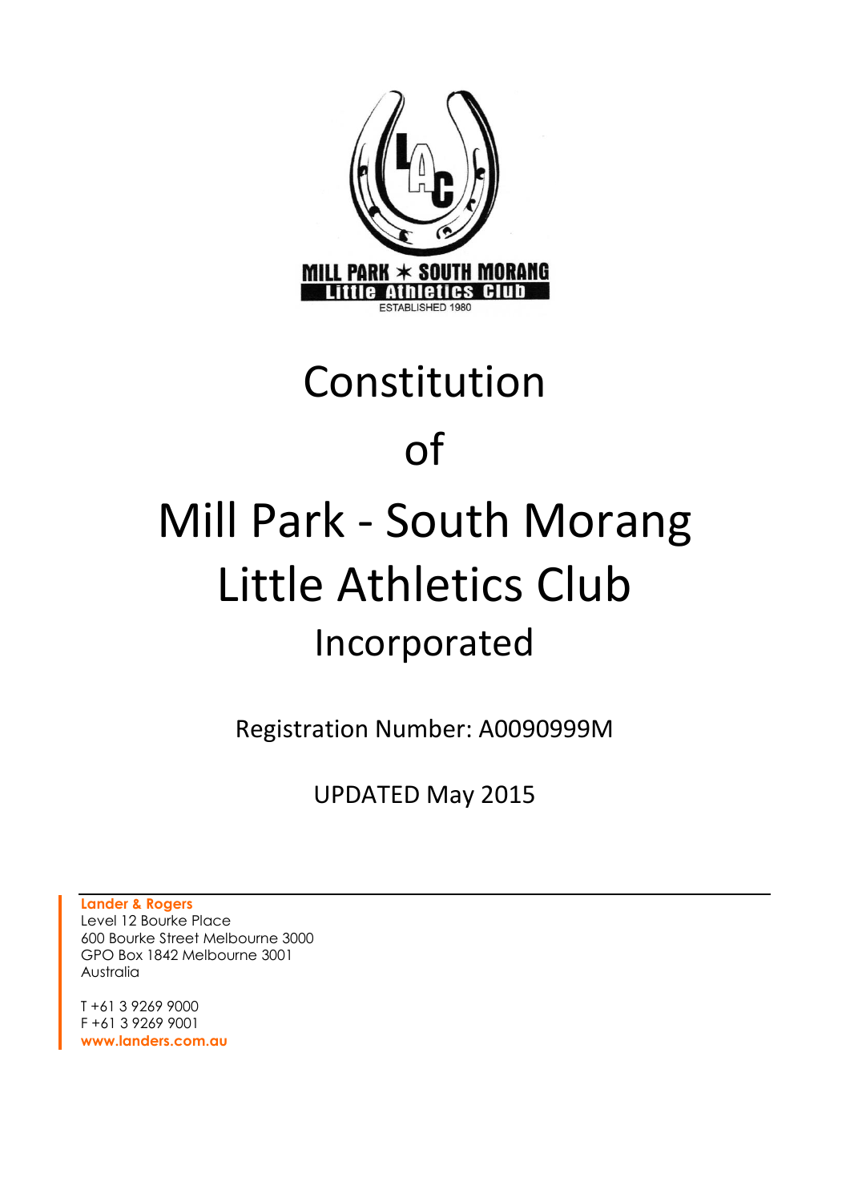MILL PARK ✶ SOUTH MORANG
Little Athletics Club
ESTABLISHED 1980

# Constitution

# of

# Mill Park - South Morang Little Athletics Club

## Incorporated

Registration Number: A0090999M

UPDATED May 2015

**Lander & Rogers**
Level 12 Bourke Place
600 Bourke Street Melbourne 3000
GPO Box 1842 Melbourne 3001
Australia

T +61 3 9269 9000
F +61 3 9269 9001
**www.landers.com.au**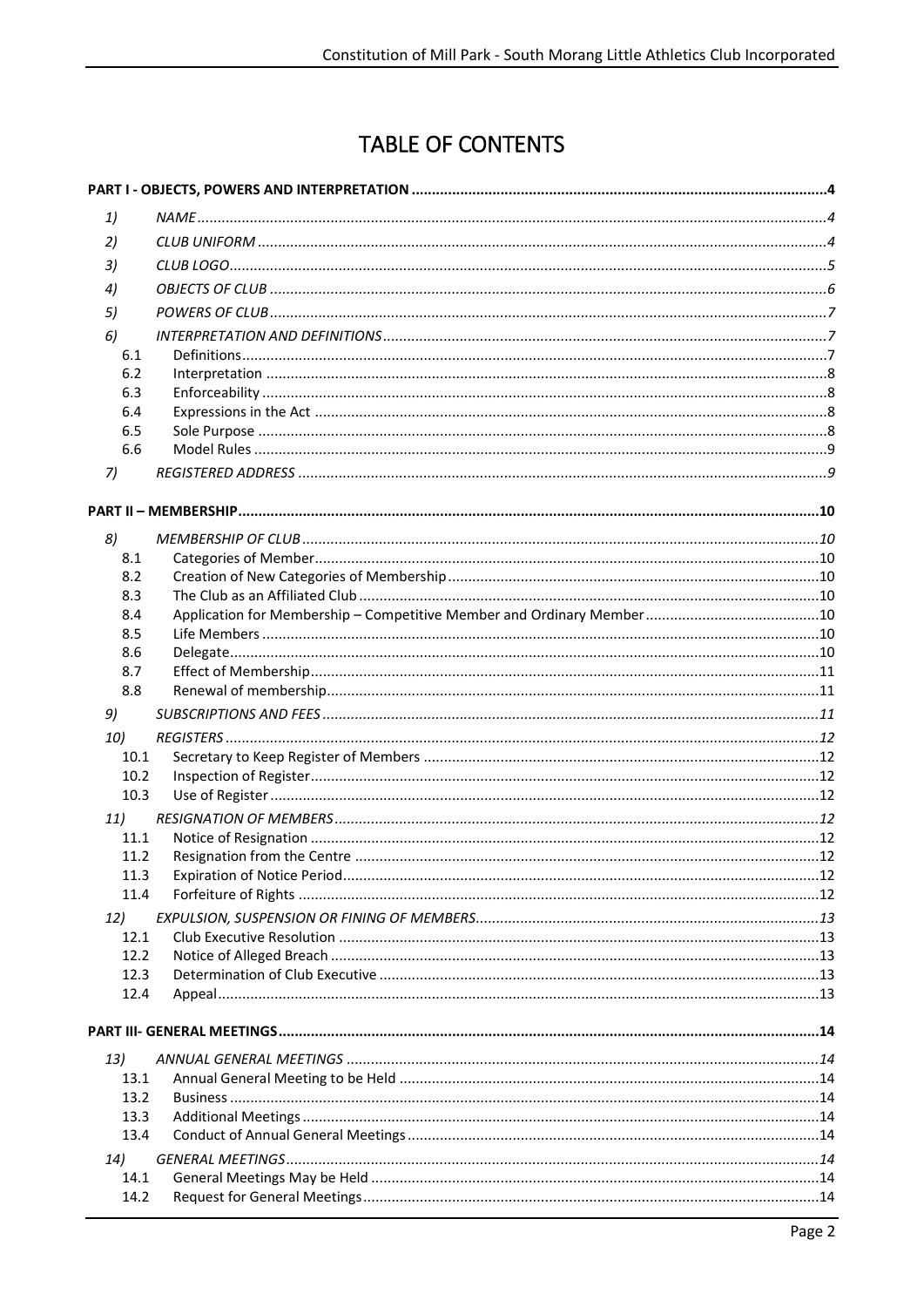# TABLE OF CONTENTS

**PART I - OBJECTS, POWERS AND INTERPRETATION** ..... 4

| | | |
|---|---|---|
| *1)* | *NAME* | *4* |
| *2)* | *CLUB UNIFORM* | *4* |
| *3)* | *CLUB LOGO* | *5* |
| *4)* | *OBJECTS OF CLUB* | *6* |
| *5)* | *POWERS OF CLUB* | *7* |
| *6)* | *INTERPRETATION AND DEFINITIONS* | *7* |
| 6.1 | Definitions | 7 |
| 6.2 | Interpretation | 8 |
| 6.3 | Enforceability | 8 |
| 6.4 | Expressions in the Act | 8 |
| 6.5 | Sole Purpose | 8 |
| 6.6 | Model Rules | 9 |
| *7)* | *REGISTERED ADDRESS* | *9* |

**PART II – MEMBERSHIP** ..... 10

| | | |
|---|---|---|
| *8)* | *MEMBERSHIP OF CLUB* | *10* |
| 8.1 | Categories of Member | 10 |
| 8.2 | Creation of New Categories of Membership | 10 |
| 8.3 | The Club as an Affiliated Club | 10 |
| 8.4 | Application for Membership – Competitive Member and Ordinary Member | 10 |
| 8.5 | Life Members | 10 |
| 8.6 | Delegate | 10 |
| 8.7 | Effect of Membership | 11 |
| 8.8 | Renewal of membership | 11 |
| *9)* | *SUBSCRIPTIONS AND FEES* | *11* |
| *10)* | *REGISTERS* | *12* |
| 10.1 | Secretary to Keep Register of Members | 12 |
| 10.2 | Inspection of Register | 12 |
| 10.3 | Use of Register | 12 |
| *11)* | *RESIGNATION OF MEMBERS* | *12* |
| 11.1 | Notice of Resignation | 12 |
| 11.2 | Resignation from the Centre | 12 |
| 11.3 | Expiration of Notice Period | 12 |
| 11.4 | Forfeiture of Rights | 12 |
| *12)* | *EXPULSION, SUSPENSION OR FINING OF MEMBERS* | *13* |
| 12.1 | Club Executive Resolution | 13 |
| 12.2 | Notice of Alleged Breach | 13 |
| 12.3 | Determination of Club Executive | 13 |
| 12.4 | Appeal | 13 |

**PART III- GENERAL MEETINGS** ..... 14

| | | |
|---|---|---|
| *13)* | *ANNUAL GENERAL MEETINGS* | *14* |
| 13.1 | Annual General Meeting to be Held | 14 |
| 13.2 | Business | 14 |
| 13.3 | Additional Meetings | 14 |
| 13.4 | Conduct of Annual General Meetings | 14 |
| *14)* | *GENERAL MEETINGS* | *14* |
| 14.1 | General Meetings May be Held | 14 |
| 14.2 | Request for General Meetings | 14 |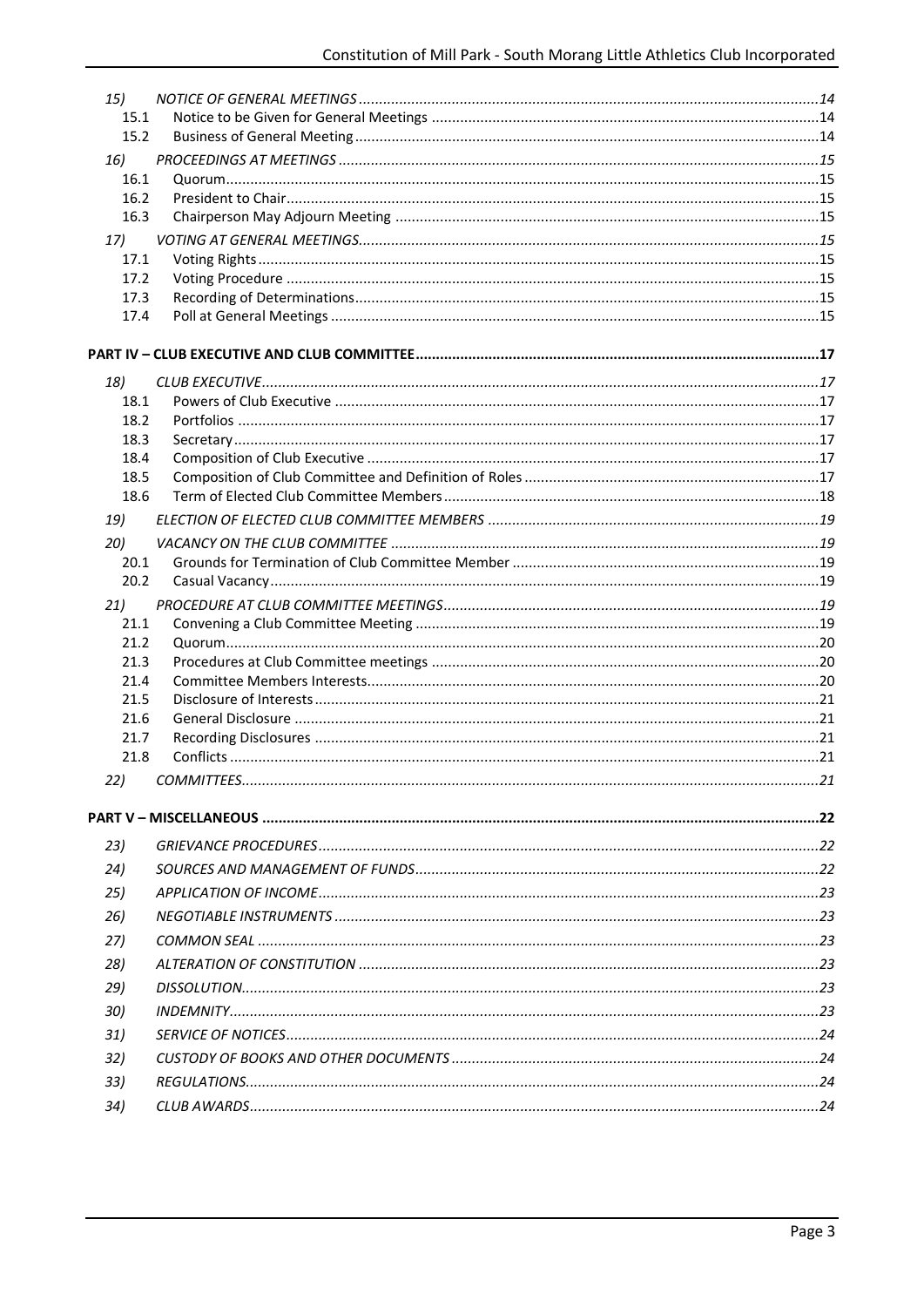| | | |
|---|---|---|
| *15)* | *NOTICE OF GENERAL MEETINGS* | *14* |
| 15.1 | Notice to be Given for General Meetings | 14 |
| 15.2 | Business of General Meeting | 14 |
| *16)* | *PROCEEDINGS AT MEETINGS* | *15* |
| 16.1 | Quorum | 15 |
| 16.2 | President to Chair | 15 |
| 16.3 | Chairperson May Adjourn Meeting | 15 |
| *17)* | *VOTING AT GENERAL MEETINGS* | *15* |
| 17.1 | Voting Rights | 15 |
| 17.2 | Voting Procedure | 15 |
| 17.3 | Recording of Determinations | 15 |
| 17.4 | Poll at General Meetings | 15 |
| **PART IV – CLUB EXECUTIVE AND CLUB COMMITTEE** | | **17** |
| *18)* | *CLUB EXECUTIVE* | *17* |
| 18.1 | Powers of Club Executive | 17 |
| 18.2 | Portfolios | 17 |
| 18.3 | Secretary | 17 |
| 18.4 | Composition of Club Executive | 17 |
| 18.5 | Composition of Club Committee and Definition of Roles | 17 |
| 18.6 | Term of Elected Club Committee Members | 18 |
| *19)* | *ELECTION OF ELECTED CLUB COMMITTEE MEMBERS* | *19* |
| *20)* | *VACANCY ON THE CLUB COMMITTEE* | *19* |
| 20.1 | Grounds for Termination of Club Committee Member | 19 |
| 20.2 | Casual Vacancy | 19 |
| *21)* | *PROCEDURE AT CLUB COMMITTEE MEETINGS* | *19* |
| 21.1 | Convening a Club Committee Meeting | 19 |
| 21.2 | Quorum | 20 |
| 21.3 | Procedures at Club Committee meetings | 20 |
| 21.4 | Committee Members Interests | 20 |
| 21.5 | Disclosure of Interests | 21 |
| 21.6 | General Disclosure | 21 |
| 21.7 | Recording Disclosures | 21 |
| 21.8 | Conflicts | 21 |
| *22)* | *COMMITTEES* | *21* |
| **PART V – MISCELLANEOUS** | | **22** |
| *23)* | *GRIEVANCE PROCEDURES* | *22* |
| *24)* | *SOURCES AND MANAGEMENT OF FUNDS* | *22* |
| *25)* | *APPLICATION OF INCOME* | *23* |
| *26)* | *NEGOTIABLE INSTRUMENTS* | *23* |
| *27)* | *COMMON SEAL* | *23* |
| *28)* | *ALTERATION OF CONSTITUTION* | *23* |
| *29)* | *DISSOLUTION* | *23* |
| *30)* | *INDEMNITY* | *23* |
| *31)* | *SERVICE OF NOTICES* | *24* |
| *32)* | *CUSTODY OF BOOKS AND OTHER DOCUMENTS* | *24* |
| *33)* | *REGULATIONS* | *24* |
| *34)* | *CLUB AWARDS* | *24* |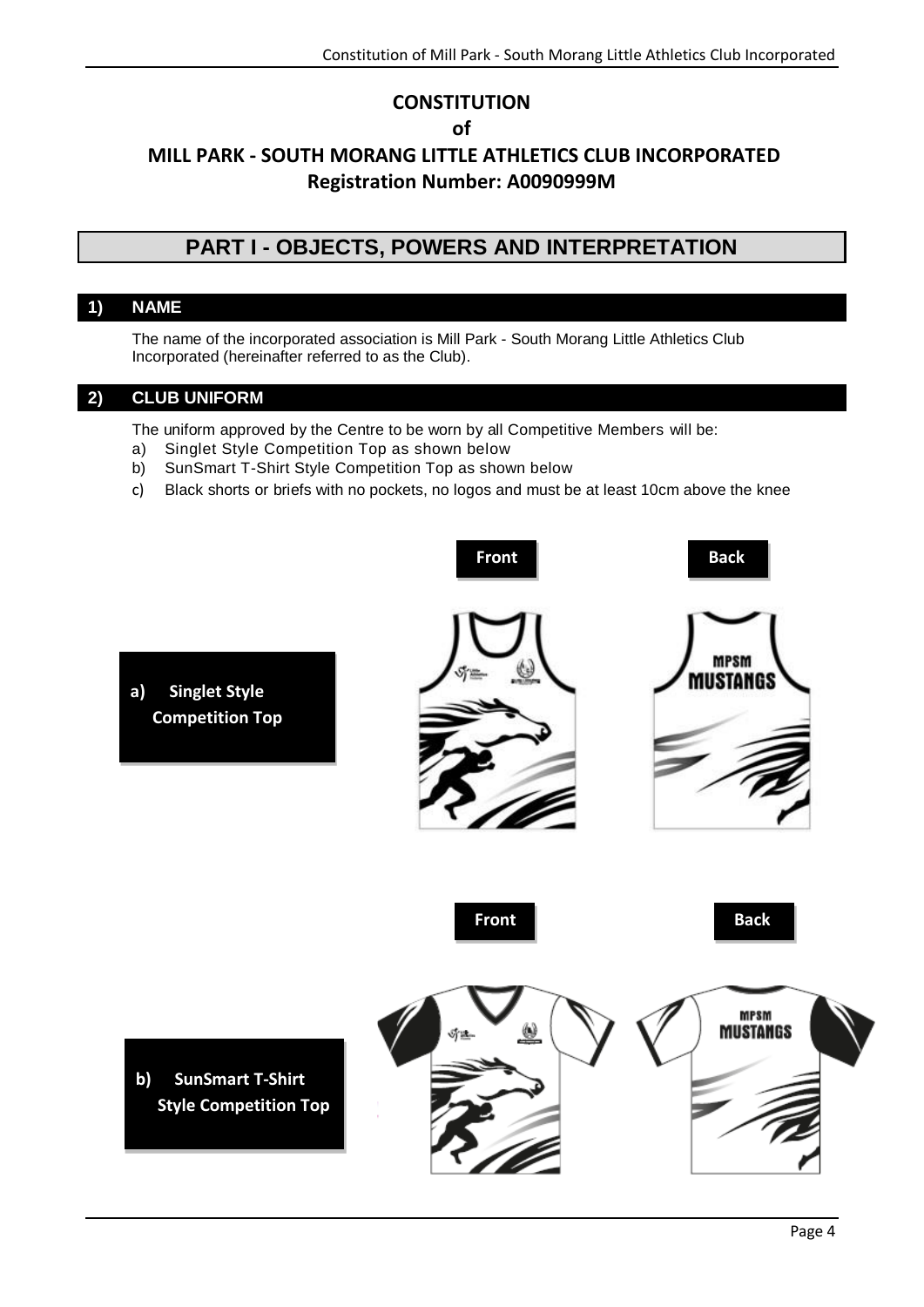# CONSTITUTION

# of

# MILL PARK - SOUTH MORANG LITTLE ATHLETICS CLUB INCORPORATED

**Registration Number: A0090999M**

## PART I - OBJECTS, POWERS AND INTERPRETATION

### 1) NAME

The name of the incorporated association is Mill Park - South Morang Little Athletics Club Incorporated (hereinafter referred to as the Club).

### 2) CLUB UNIFORM

The uniform approved by the Centre to be worn by all Competitive Members will be:

a) Singlet Style Competition Top as shown below
b) SunSmart T-Shirt Style Competition Top as shown below
c) Black shorts or briefs with no pockets, no logos and must be at least 10cm above the knee

**a) Singlet Style Competition Top**

Front | Back

**b) SunSmart T-Shirt Style Competition Top**

Front | Back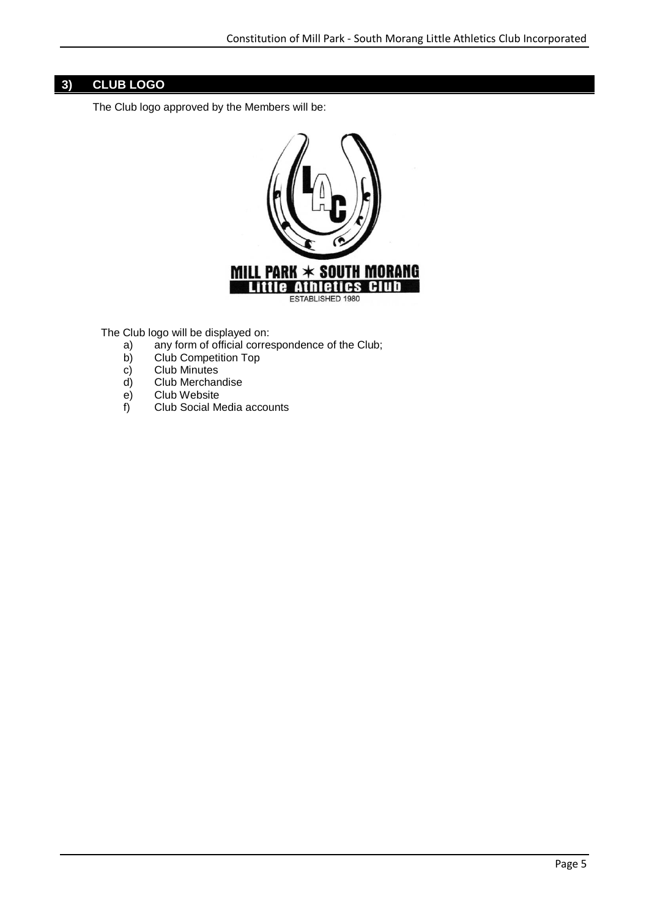## 3) CLUB LOGO

The Club logo approved by the Members will be:

The Club logo will be displayed on:

a) any form of official correspondence of the Club;
b) Club Competition Top
c) Club Minutes
d) Club Merchandise
e) Club Website
f) Club Social Media accounts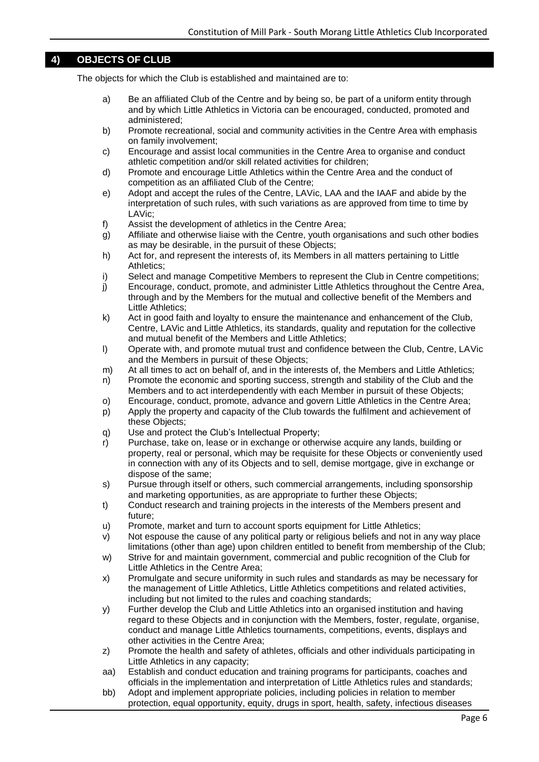## 4) OBJECTS OF CLUB

The objects for which the Club is established and maintained are to:

a) Be an affiliated Club of the Centre and by being so, be part of a uniform entity through and by which Little Athletics in Victoria can be encouraged, conducted, promoted and administered;
b) Promote recreational, social and community activities in the Centre Area with emphasis on family involvement;
c) Encourage and assist local communities in the Centre Area to organise and conduct athletic competition and/or skill related activities for children;
d) Promote and encourage Little Athletics within the Centre Area and the conduct of competition as an affiliated Club of the Centre;
e) Adopt and accept the rules of the Centre, LAVic, LAA and the IAAF and abide by the interpretation of such rules, with such variations as are approved from time to time by LAVic;
f) Assist the development of athletics in the Centre Area;
g) Affiliate and otherwise liaise with the Centre, youth organisations and such other bodies as may be desirable, in the pursuit of these Objects;
h) Act for, and represent the interests of, its Members in all matters pertaining to Little Athletics;
i) Select and manage Competitive Members to represent the Club in Centre competitions;
j) Encourage, conduct, promote, and administer Little Athletics throughout the Centre Area, through and by the Members for the mutual and collective benefit of the Members and Little Athletics;
k) Act in good faith and loyalty to ensure the maintenance and enhancement of the Club, Centre, LAVic and Little Athletics, its standards, quality and reputation for the collective and mutual benefit of the Members and Little Athletics;
l) Operate with, and promote mutual trust and confidence between the Club, Centre, LAVic and the Members in pursuit of these Objects;
m) At all times to act on behalf of, and in the interests of, the Members and Little Athletics;
n) Promote the economic and sporting success, strength and stability of the Club and the Members and to act interdependently with each Member in pursuit of these Objects;
o) Encourage, conduct, promote, advance and govern Little Athletics in the Centre Area;
p) Apply the property and capacity of the Club towards the fulfilment and achievement of these Objects;
q) Use and protect the Club's Intellectual Property;
r) Purchase, take on, lease or in exchange or otherwise acquire any lands, building or property, real or personal, which may be requisite for these Objects or conveniently used in connection with any of its Objects and to sell, demise mortgage, give in exchange or dispose of the same;
s) Pursue through itself or others, such commercial arrangements, including sponsorship and marketing opportunities, as are appropriate to further these Objects;
t) Conduct research and training projects in the interests of the Members present and future;
u) Promote, market and turn to account sports equipment for Little Athletics;
v) Not espouse the cause of any political party or religious beliefs and not in any way place limitations (other than age) upon children entitled to benefit from membership of the Club;
w) Strive for and maintain government, commercial and public recognition of the Club for Little Athletics in the Centre Area;
x) Promulgate and secure uniformity in such rules and standards as may be necessary for the management of Little Athletics, Little Athletics competitions and related activities, including but not limited to the rules and coaching standards;
y) Further develop the Club and Little Athletics into an organised institution and having regard to these Objects and in conjunction with the Members, foster, regulate, organise, conduct and manage Little Athletics tournaments, competitions, events, displays and other activities in the Centre Area;
z) Promote the health and safety of athletes, officials and other individuals participating in Little Athletics in any capacity;
aa) Establish and conduct education and training programs for participants, coaches and officials in the implementation and interpretation of Little Athletics rules and standards;
bb) Adopt and implement appropriate policies, including policies in relation to member protection, equal opportunity, equity, drugs in sport, health, safety, infectious diseases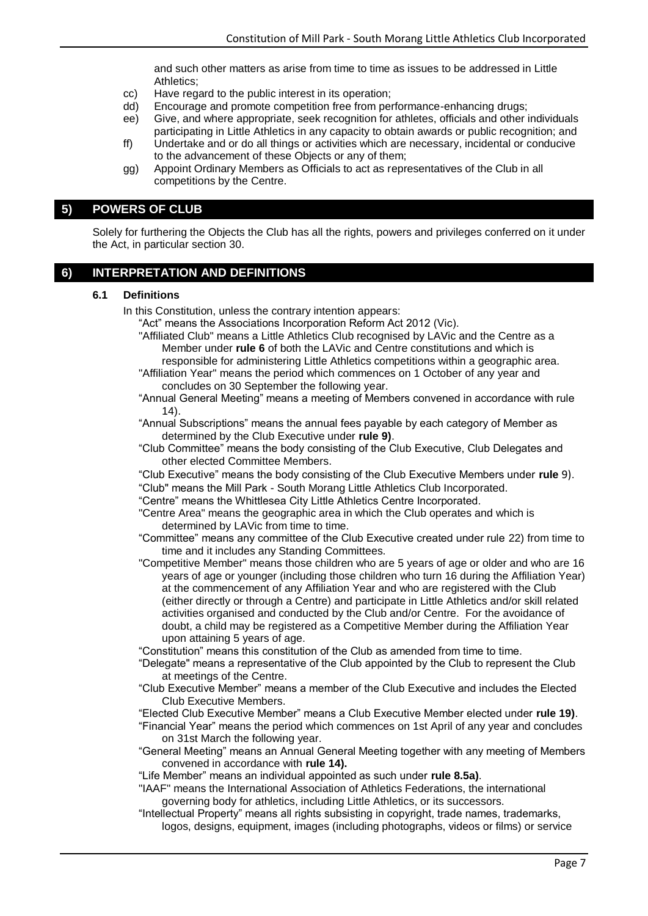and such other matters as arise from time to time as issues to be addressed in Little Athletics;

cc) Have regard to the public interest in its operation;

dd) Encourage and promote competition free from performance-enhancing drugs;

ee) Give, and where appropriate, seek recognition for athletes, officials and other individuals participating in Little Athletics in any capacity to obtain awards or public recognition; and

ff) Undertake and or do all things or activities which are necessary, incidental or conducive to the advancement of these Objects or any of them;

gg) Appoint Ordinary Members as Officials to act as representatives of the Club in all competitions by the Centre.

## 5) POWERS OF CLUB

Solely for furthering the Objects the Club has all the rights, powers and privileges conferred on it under the Act, in particular section 30.

## 6) INTERPRETATION AND DEFINITIONS

### 6.1 Definitions

In this Constitution, unless the contrary intention appears:

"Act" means the Associations Incorporation Reform Act 2012 (Vic).

"Affiliated Club" means a Little Athletics Club recognised by LAVic and the Centre as a Member under **rule 6** of both the LAVic and Centre constitutions and which is responsible for administering Little Athletics competitions within a geographic area.

"Affiliation Year" means the period which commences on 1 October of any year and concludes on 30 September the following year.

"Annual General Meeting" means a meeting of Members convened in accordance with rule 14).

"Annual Subscriptions" means the annual fees payable by each category of Member as determined by the Club Executive under **rule 9)**.

"Club Committee" means the body consisting of the Club Executive, Club Delegates and other elected Committee Members.

"Club Executive" means the body consisting of the Club Executive Members under **rule** 9).

"Club" means the Mill Park - South Morang Little Athletics Club Incorporated.

"Centre" means the Whittlesea City Little Athletics Centre Incorporated.

"Centre Area" means the geographic area in which the Club operates and which is determined by LAVic from time to time.

"Committee" means any committee of the Club Executive created under rule 22) from time to time and it includes any Standing Committees.

"Competitive Member" means those children who are 5 years of age or older and who are 16 years of age or younger (including those children who turn 16 during the Affiliation Year) at the commencement of any Affiliation Year and who are registered with the Club (either directly or through a Centre) and participate in Little Athletics and/or skill related activities organised and conducted by the Club and/or Centre. For the avoidance of doubt, a child may be registered as a Competitive Member during the Affiliation Year upon attaining 5 years of age.

"Constitution" means this constitution of the Club as amended from time to time.

"Delegate" means a representative of the Club appointed by the Club to represent the Club at meetings of the Centre.

"Club Executive Member" means a member of the Club Executive and includes the Elected Club Executive Members.

"Elected Club Executive Member" means a Club Executive Member elected under **rule 19)**.

"Financial Year" means the period which commences on 1st April of any year and concludes on 31st March the following year.

"General Meeting" means an Annual General Meeting together with any meeting of Members convened in accordance with **rule 14).**

"Life Member" means an individual appointed as such under **rule 8.5a)**.

"IAAF" means the International Association of Athletics Federations, the international governing body for athletics, including Little Athletics, or its successors.

"Intellectual Property" means all rights subsisting in copyright, trade names, trademarks, logos, designs, equipment, images (including photographs, videos or films) or service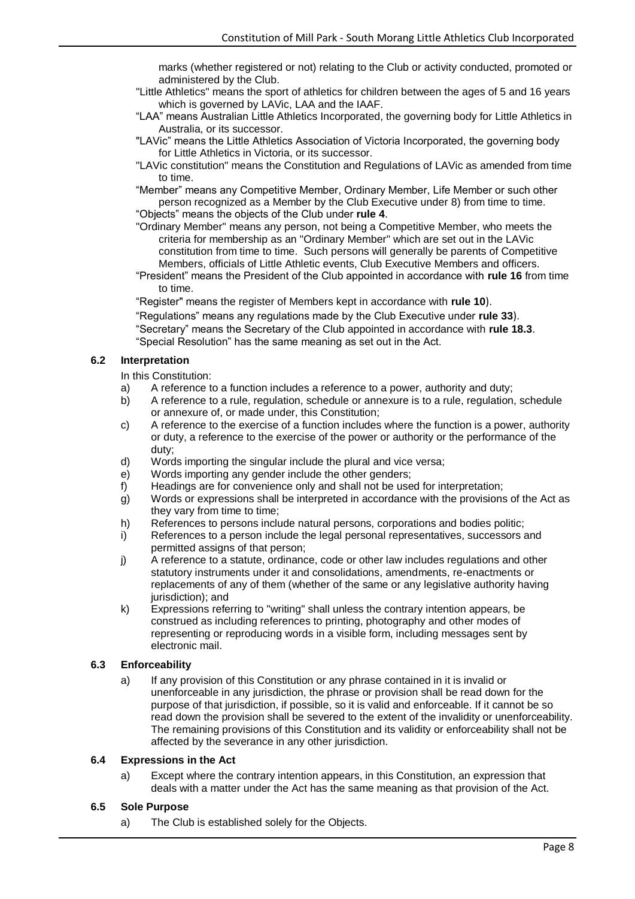marks (whether registered or not) relating to the Club or activity conducted, promoted or administered by the Club.

"Little Athletics" means the sport of athletics for children between the ages of 5 and 16 years which is governed by LAVic, LAA and the IAAF.

"LAA" means Australian Little Athletics Incorporated, the governing body for Little Athletics in Australia, or its successor.

"LAVic" means the Little Athletics Association of Victoria Incorporated, the governing body for Little Athletics in Victoria, or its successor.

"LAVic constitution" means the Constitution and Regulations of LAVic as amended from time to time.

"Member" means any Competitive Member, Ordinary Member, Life Member or such other person recognized as a Member by the Club Executive under 8) from time to time.

"Objects" means the objects of the Club under **rule 4**.

"Ordinary Member" means any person, not being a Competitive Member, who meets the criteria for membership as an "Ordinary Member" which are set out in the LAVic constitution from time to time. Such persons will generally be parents of Competitive Members, officials of Little Athletic events, Club Executive Members and officers.

"President" means the President of the Club appointed in accordance with **rule 16** from time to time.

"Register" means the register of Members kept in accordance with **rule 10**).

"Regulations" means any regulations made by the Club Executive under **rule 33**).

"Secretary" means the Secretary of the Club appointed in accordance with **rule 18.3**.

"Special Resolution" has the same meaning as set out in the Act.

### 6.2 Interpretation

In this Constitution:

a) A reference to a function includes a reference to a power, authority and duty;
b) A reference to a rule, regulation, schedule or annexure is to a rule, regulation, schedule or annexure of, or made under, this Constitution;
c) A reference to the exercise of a function includes where the function is a power, authority or duty, a reference to the exercise of the power or authority or the performance of the duty;
d) Words importing the singular include the plural and vice versa;
e) Words importing any gender include the other genders;
f) Headings are for convenience only and shall not be used for interpretation;
g) Words or expressions shall be interpreted in accordance with the provisions of the Act as they vary from time to time;
h) References to persons include natural persons, corporations and bodies politic;
i) References to a person include the legal personal representatives, successors and permitted assigns of that person;
j) A reference to a statute, ordinance, code or other law includes regulations and other statutory instruments under it and consolidations, amendments, re-enactments or replacements of any of them (whether of the same or any legislative authority having jurisdiction); and
k) Expressions referring to "writing" shall unless the contrary intention appears, be construed as including references to printing, photography and other modes of representing or reproducing words in a visible form, including messages sent by electronic mail.

### 6.3 Enforceability

a) If any provision of this Constitution or any phrase contained in it is invalid or unenforceable in any jurisdiction, the phrase or provision shall be read down for the purpose of that jurisdiction, if possible, so it is valid and enforceable. If it cannot be so read down the provision shall be severed to the extent of the invalidity or unenforceability. The remaining provisions of this Constitution and its validity or enforceability shall not be affected by the severance in any other jurisdiction.

### 6.4 Expressions in the Act

a) Except where the contrary intention appears, in this Constitution, an expression that deals with a matter under the Act has the same meaning as that provision of the Act.

### 6.5 Sole Purpose

a) The Club is established solely for the Objects.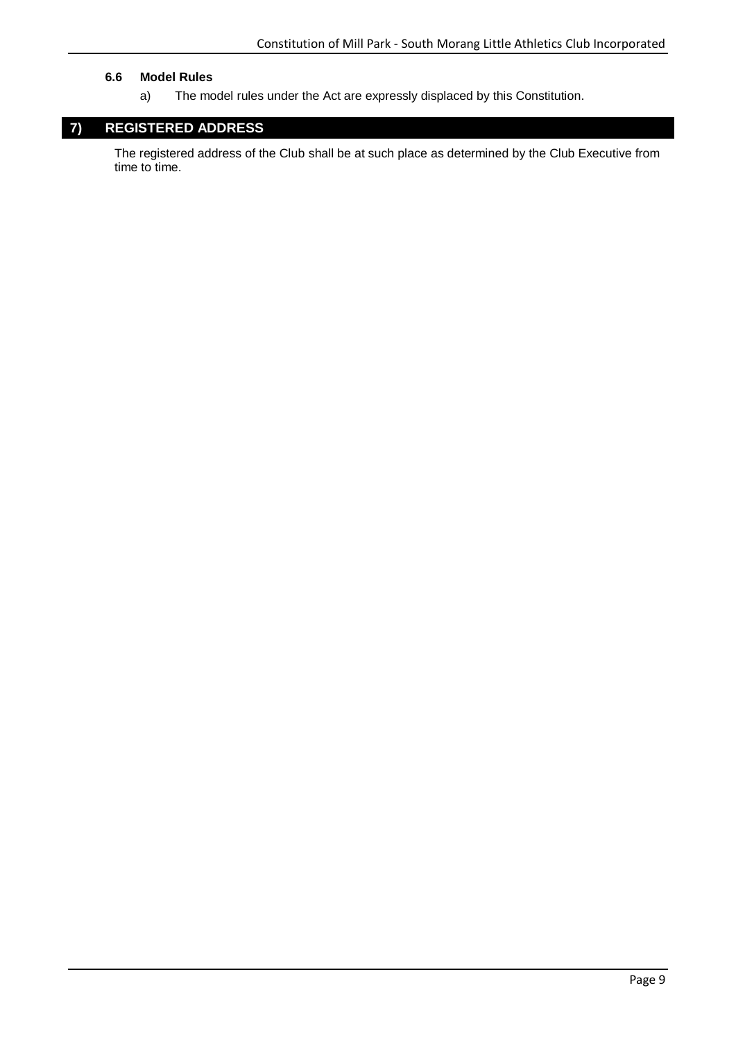### 6.6 Model Rules

a) The model rules under the Act are expressly displaced by this Constitution.

## 7) REGISTERED ADDRESS

The registered address of the Club shall be at such place as determined by the Club Executive from time to time.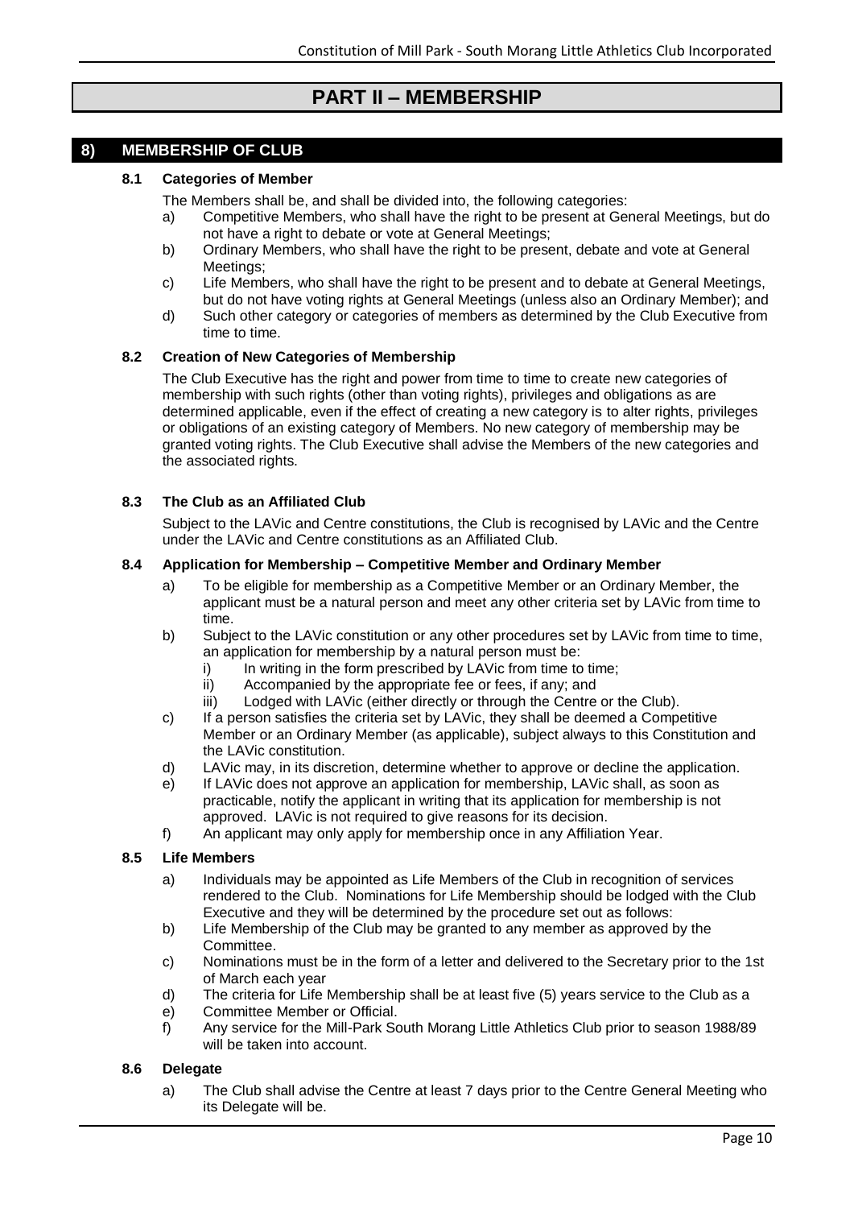# PART II – MEMBERSHIP

## 8) MEMBERSHIP OF CLUB

### 8.1 Categories of Member

The Members shall be, and shall be divided into, the following categories:

a) Competitive Members, who shall have the right to be present at General Meetings, but do not have a right to debate or vote at General Meetings;

b) Ordinary Members, who shall have the right to be present, debate and vote at General Meetings;

c) Life Members, who shall have the right to be present and to debate at General Meetings, but do not have voting rights at General Meetings (unless also an Ordinary Member); and

d) Such other category or categories of members as determined by the Club Executive from time to time.

### 8.2 Creation of New Categories of Membership

The Club Executive has the right and power from time to time to create new categories of membership with such rights (other than voting rights), privileges and obligations as are determined applicable, even if the effect of creating a new category is to alter rights, privileges or obligations of an existing category of Members. No new category of membership may be granted voting rights. The Club Executive shall advise the Members of the new categories and the associated rights.

### 8.3 The Club as an Affiliated Club

Subject to the LAVic and Centre constitutions, the Club is recognised by LAVic and the Centre under the LAVic and Centre constitutions as an Affiliated Club.

### 8.4 Application for Membership – Competitive Member and Ordinary Member

a) To be eligible for membership as a Competitive Member or an Ordinary Member, the applicant must be a natural person and meet any other criteria set by LAVic from time to time.

b) Subject to the LAVic constitution or any other procedures set by LAVic from time to time, an application for membership by a natural person must be:
   i) In writing in the form prescribed by LAVic from time to time;
   ii) Accompanied by the appropriate fee or fees, if any; and
   iii) Lodged with LAVic (either directly or through the Centre or the Club).

c) If a person satisfies the criteria set by LAVic, they shall be deemed a Competitive Member or an Ordinary Member (as applicable), subject always to this Constitution and the LAVic constitution.

d) LAVic may, in its discretion, determine whether to approve or decline the application.

e) If LAVic does not approve an application for membership, LAVic shall, as soon as practicable, notify the applicant in writing that its application for membership is not approved. LAVic is not required to give reasons for its decision.

f) An applicant may only apply for membership once in any Affiliation Year.

### 8.5 Life Members

a) Individuals may be appointed as Life Members of the Club in recognition of services rendered to the Club. Nominations for Life Membership should be lodged with the Club Executive and they will be determined by the procedure set out as follows:

b) Life Membership of the Club may be granted to any member as approved by the Committee.

c) Nominations must be in the form of a letter and delivered to the Secretary prior to the 1st of March each year

d) The criteria for Life Membership shall be at least five (5) years service to the Club as a

e) Committee Member or Official.

f) Any service for the Mill-Park South Morang Little Athletics Club prior to season 1988/89 will be taken into account.

### 8.6 Delegate

a) The Club shall advise the Centre at least 7 days prior to the Centre General Meeting who its Delegate will be.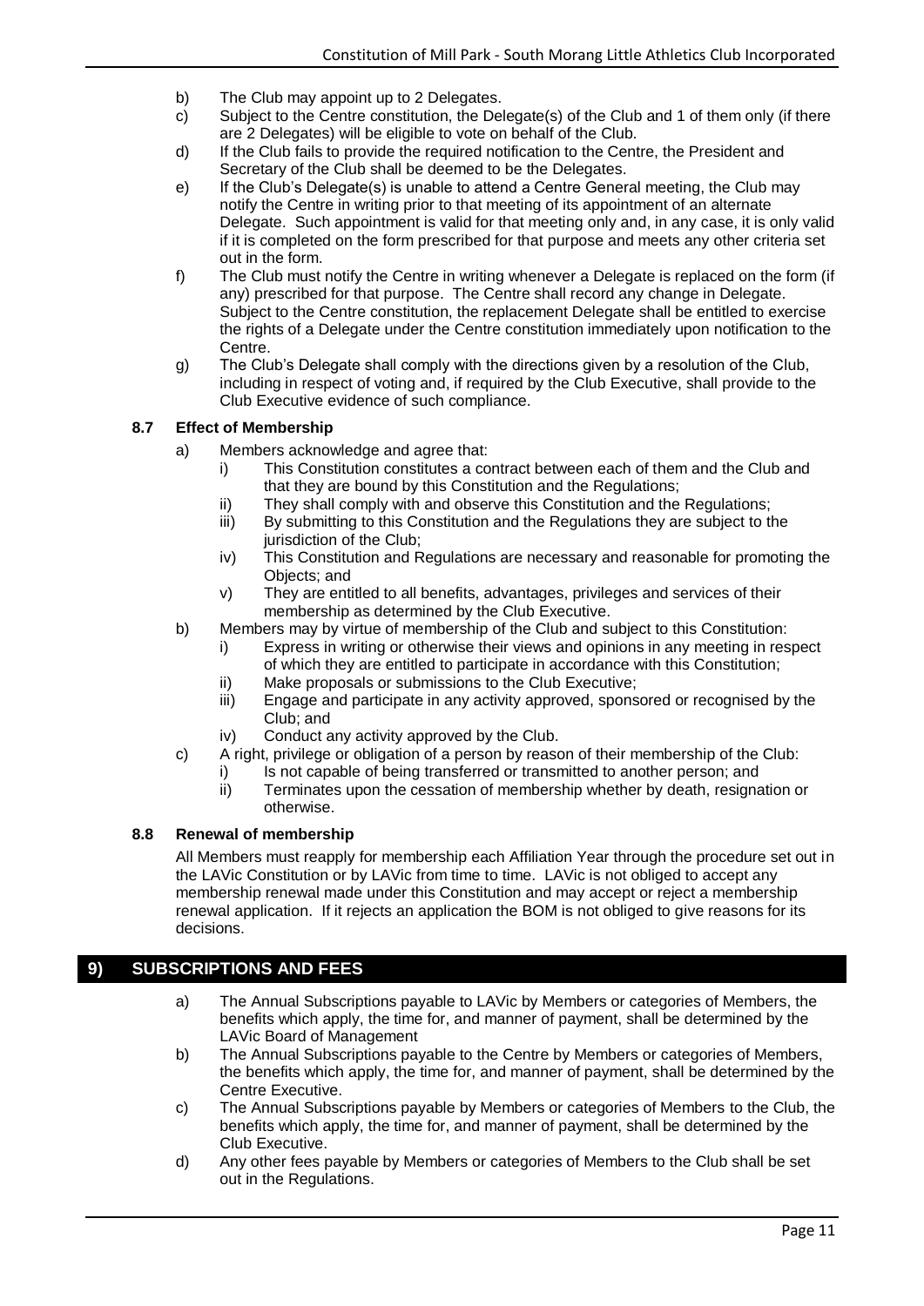b) The Club may appoint up to 2 Delegates.

c) Subject to the Centre constitution, the Delegate(s) of the Club and 1 of them only (if there are 2 Delegates) will be eligible to vote on behalf of the Club.

d) If the Club fails to provide the required notification to the Centre, the President and Secretary of the Club shall be deemed to be the Delegates.

e) If the Club's Delegate(s) is unable to attend a Centre General meeting, the Club may notify the Centre in writing prior to that meeting of its appointment of an alternate Delegate. Such appointment is valid for that meeting only and, in any case, it is only valid if it is completed on the form prescribed for that purpose and meets any other criteria set out in the form.

f) The Club must notify the Centre in writing whenever a Delegate is replaced on the form (if any) prescribed for that purpose. The Centre shall record any change in Delegate. Subject to the Centre constitution, the replacement Delegate shall be entitled to exercise the rights of a Delegate under the Centre constitution immediately upon notification to the Centre.

g) The Club's Delegate shall comply with the directions given by a resolution of the Club, including in respect of voting and, if required by the Club Executive, shall provide to the Club Executive evidence of such compliance.

### 8.7 Effect of Membership

a) Members acknowledge and agree that:
   - i) This Constitution constitutes a contract between each of them and the Club and that they are bound by this Constitution and the Regulations;
   - ii) They shall comply with and observe this Constitution and the Regulations;
   - iii) By submitting to this Constitution and the Regulations they are subject to the jurisdiction of the Club;
   - iv) This Constitution and Regulations are necessary and reasonable for promoting the Objects; and
   - v) They are entitled to all benefits, advantages, privileges and services of their membership as determined by the Club Executive.

b) Members may by virtue of membership of the Club and subject to this Constitution:
   - i) Express in writing or otherwise their views and opinions in any meeting in respect of which they are entitled to participate in accordance with this Constitution;
   - ii) Make proposals or submissions to the Club Executive;
   - iii) Engage and participate in any activity approved, sponsored or recognised by the Club; and
   - iv) Conduct any activity approved by the Club.

c) A right, privilege or obligation of a person by reason of their membership of the Club:
   - i) Is not capable of being transferred or transmitted to another person; and
   - ii) Terminates upon the cessation of membership whether by death, resignation or otherwise.

### 8.8 Renewal of membership

All Members must reapply for membership each Affiliation Year through the procedure set out in the LAVic Constitution or by LAVic from time to time. LAVic is not obliged to accept any membership renewal made under this Constitution and may accept or reject a membership renewal application. If it rejects an application the BOM is not obliged to give reasons for its decisions.

## 9) SUBSCRIPTIONS AND FEES

a) The Annual Subscriptions payable to LAVic by Members or categories of Members, the benefits which apply, the time for, and manner of payment, shall be determined by the LAVic Board of Management

b) The Annual Subscriptions payable to the Centre by Members or categories of Members, the benefits which apply, the time for, and manner of payment, shall be determined by the Centre Executive.

c) The Annual Subscriptions payable by Members or categories of Members to the Club, the benefits which apply, the time for, and manner of payment, shall be determined by the Club Executive.

d) Any other fees payable by Members or categories of Members to the Club shall be set out in the Regulations.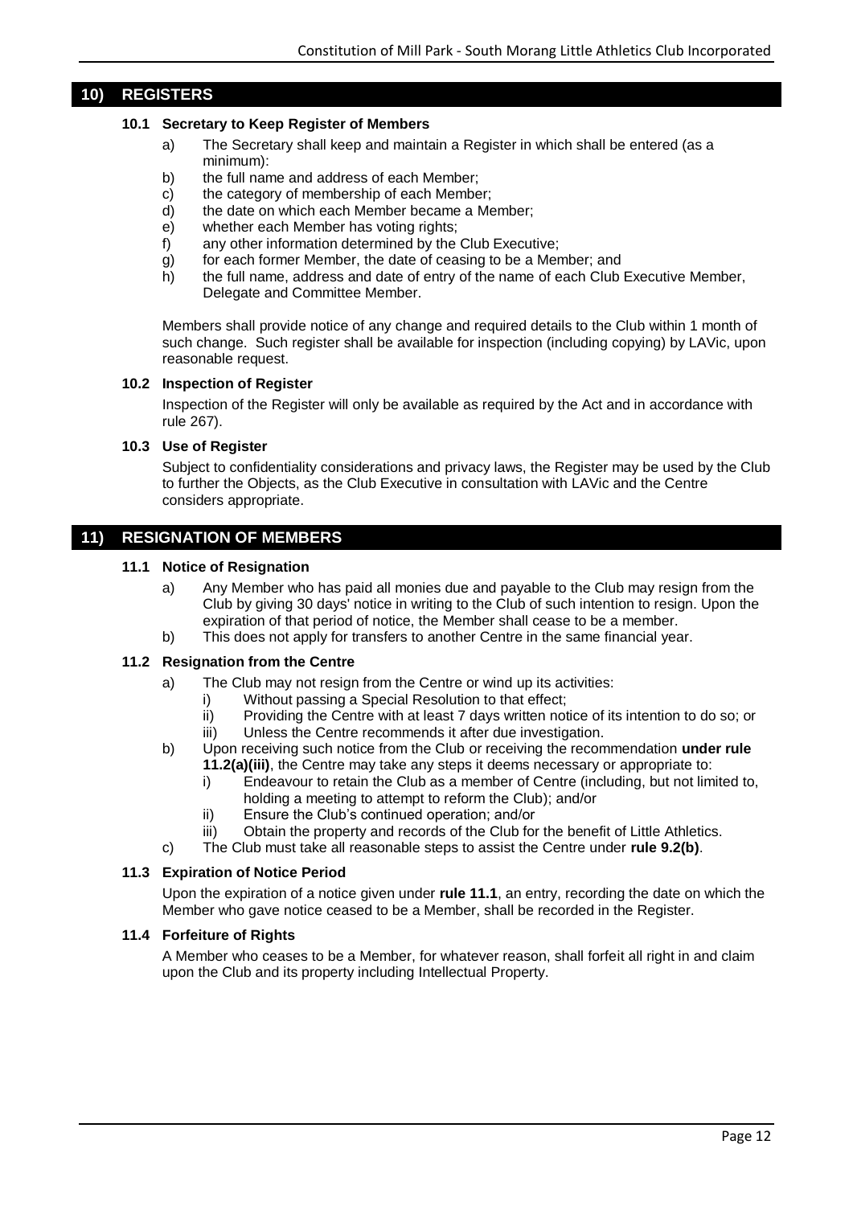## 10) REGISTERS

### 10.1 Secretary to Keep Register of Members

a) The Secretary shall keep and maintain a Register in which shall be entered (as a minimum):

b) the full name and address of each Member;

c) the category of membership of each Member;

d) the date on which each Member became a Member;

e) whether each Member has voting rights;

f) any other information determined by the Club Executive;

g) for each former Member, the date of ceasing to be a Member; and

h) the full name, address and date of entry of the name of each Club Executive Member, Delegate and Committee Member.

Members shall provide notice of any change and required details to the Club within 1 month of such change. Such register shall be available for inspection (including copying) by LAVic, upon reasonable request.

### 10.2 Inspection of Register

Inspection of the Register will only be available as required by the Act and in accordance with rule 267).

### 10.3 Use of Register

Subject to confidentiality considerations and privacy laws, the Register may be used by the Club to further the Objects, as the Club Executive in consultation with LAVic and the Centre considers appropriate.

## 11) RESIGNATION OF MEMBERS

### 11.1 Notice of Resignation

a) Any Member who has paid all monies due and payable to the Club may resign from the Club by giving 30 days' notice in writing to the Club of such intention to resign. Upon the expiration of that period of notice, the Member shall cease to be a member.

b) This does not apply for transfers to another Centre in the same financial year.

### 11.2 Resignation from the Centre

a) The Club may not resign from the Centre or wind up its activities:
   i) Without passing a Special Resolution to that effect;
   ii) Providing the Centre with at least 7 days written notice of its intention to do so; or
   iii) Unless the Centre recommends it after due investigation.

b) Upon receiving such notice from the Club or receiving the recommendation **under rule 11.2(a)(iii)**, the Centre may take any steps it deems necessary or appropriate to:
   i) Endeavour to retain the Club as a member of Centre (including, but not limited to, holding a meeting to attempt to reform the Club); and/or
   ii) Ensure the Club's continued operation; and/or
   iii) Obtain the property and records of the Club for the benefit of Little Athletics.

c) The Club must take all reasonable steps to assist the Centre under **rule 9.2(b)**.

### 11.3 Expiration of Notice Period

Upon the expiration of a notice given under **rule 11.1**, an entry, recording the date on which the Member who gave notice ceased to be a Member, shall be recorded in the Register.

### 11.4 Forfeiture of Rights

A Member who ceases to be a Member, for whatever reason, shall forfeit all right in and claim upon the Club and its property including Intellectual Property.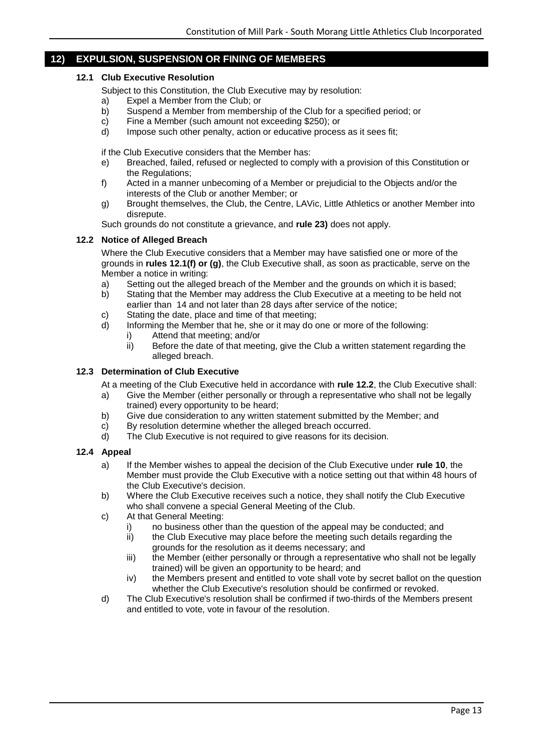## 12) EXPULSION, SUSPENSION OR FINING OF MEMBERS

### 12.1 Club Executive Resolution

Subject to this Constitution, the Club Executive may by resolution:

a) Expel a Member from the Club; or
b) Suspend a Member from membership of the Club for a specified period; or
c) Fine a Member (such amount not exceeding $250); or
d) Impose such other penalty, action or educative process as it sees fit;

if the Club Executive considers that the Member has:

e) Breached, failed, refused or neglected to comply with a provision of this Constitution or the Regulations;
f) Acted in a manner unbecoming of a Member or prejudicial to the Objects and/or the interests of the Club or another Member; or
g) Brought themselves, the Club, the Centre, LAVic, Little Athletics or another Member into disrepute.

Such grounds do not constitute a grievance, and **rule 23)** does not apply.

### 12.2 Notice of Alleged Breach

Where the Club Executive considers that a Member may have satisfied one or more of the grounds in **rules 12.1(f) or (g)**, the Club Executive shall, as soon as practicable, serve on the Member a notice in writing:

a) Setting out the alleged breach of the Member and the grounds on which it is based;
b) Stating that the Member may address the Club Executive at a meeting to be held not earlier than 14 and not later than 28 days after service of the notice;
c) Stating the date, place and time of that meeting;
d) Informing the Member that he, she or it may do one or more of the following:
   i) Attend that meeting; and/or
   ii) Before the date of that meeting, give the Club a written statement regarding the alleged breach.

### 12.3 Determination of Club Executive

At a meeting of the Club Executive held in accordance with **rule 12.2**, the Club Executive shall:

a) Give the Member (either personally or through a representative who shall not be legally trained) every opportunity to be heard;
b) Give due consideration to any written statement submitted by the Member; and
c) By resolution determine whether the alleged breach occurred.
d) The Club Executive is not required to give reasons for its decision.

### 12.4 Appeal

a) If the Member wishes to appeal the decision of the Club Executive under **rule 10**, the Member must provide the Club Executive with a notice setting out that within 48 hours of the Club Executive's decision.
b) Where the Club Executive receives such a notice, they shall notify the Club Executive who shall convene a special General Meeting of the Club.
c) At that General Meeting:
   i) no business other than the question of the appeal may be conducted; and
   ii) the Club Executive may place before the meeting such details regarding the grounds for the resolution as it deems necessary; and
   iii) the Member (either personally or through a representative who shall not be legally trained) will be given an opportunity to be heard; and
   iv) the Members present and entitled to vote shall vote by secret ballot on the question whether the Club Executive's resolution should be confirmed or revoked.
d) The Club Executive's resolution shall be confirmed if two-thirds of the Members present and entitled to vote, vote in favour of the resolution.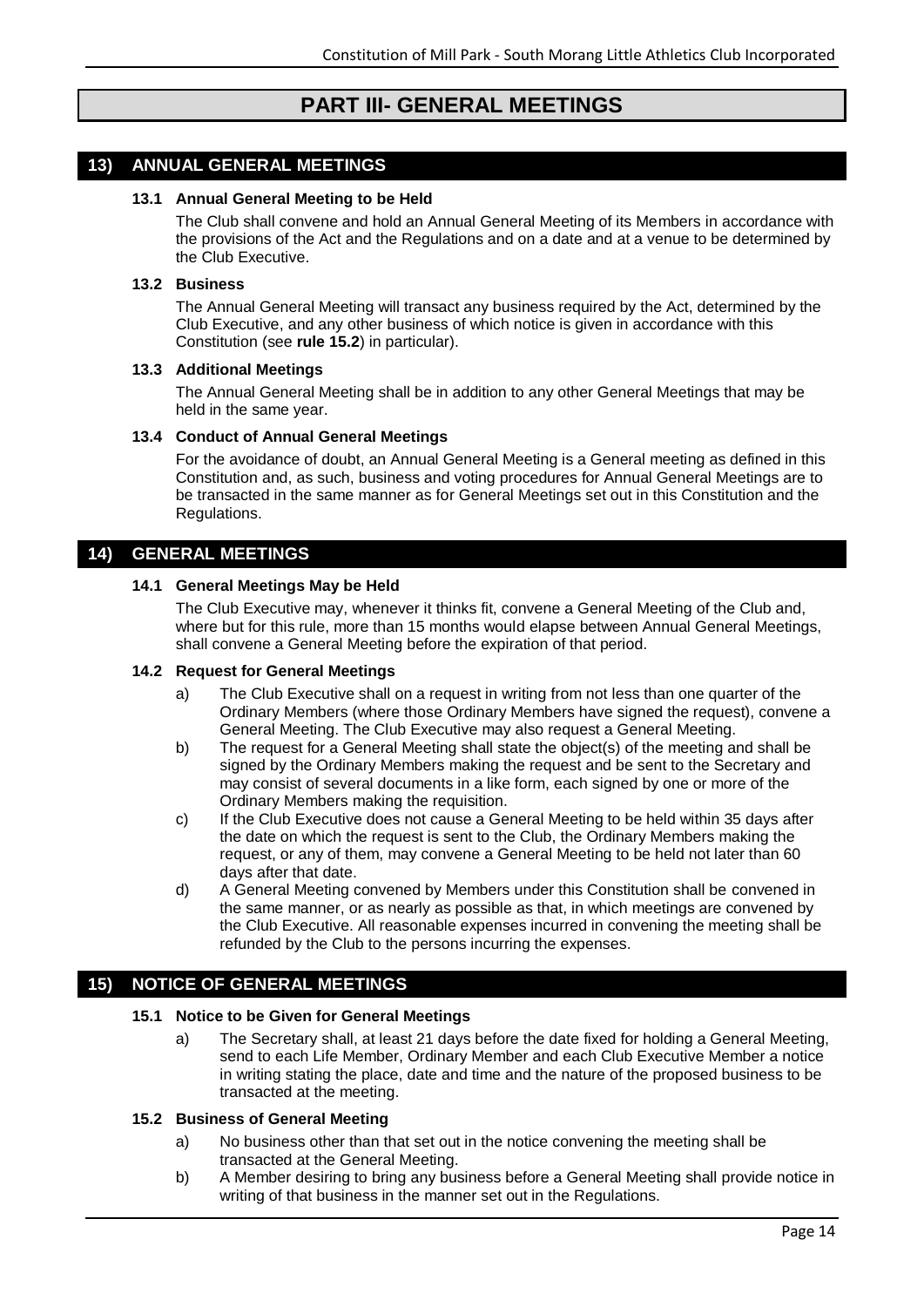# PART III- GENERAL MEETINGS

## 13) ANNUAL GENERAL MEETINGS

### 13.1 Annual General Meeting to be Held

The Club shall convene and hold an Annual General Meeting of its Members in accordance with the provisions of the Act and the Regulations and on a date and at a venue to be determined by the Club Executive.

### 13.2 Business

The Annual General Meeting will transact any business required by the Act, determined by the Club Executive, and any other business of which notice is given in accordance with this Constitution (see **rule 15.2**) in particular).

### 13.3 Additional Meetings

The Annual General Meeting shall be in addition to any other General Meetings that may be held in the same year.

### 13.4 Conduct of Annual General Meetings

For the avoidance of doubt, an Annual General Meeting is a General meeting as defined in this Constitution and, as such, business and voting procedures for Annual General Meetings are to be transacted in the same manner as for General Meetings set out in this Constitution and the Regulations.

## 14) GENERAL MEETINGS

### 14.1 General Meetings May be Held

The Club Executive may, whenever it thinks fit, convene a General Meeting of the Club and, where but for this rule, more than 15 months would elapse between Annual General Meetings, shall convene a General Meeting before the expiration of that period.

### 14.2 Request for General Meetings

a) The Club Executive shall on a request in writing from not less than one quarter of the Ordinary Members (where those Ordinary Members have signed the request), convene a General Meeting. The Club Executive may also request a General Meeting.

b) The request for a General Meeting shall state the object(s) of the meeting and shall be signed by the Ordinary Members making the request and be sent to the Secretary and may consist of several documents in a like form, each signed by one or more of the Ordinary Members making the requisition.

c) If the Club Executive does not cause a General Meeting to be held within 35 days after the date on which the request is sent to the Club, the Ordinary Members making the request, or any of them, may convene a General Meeting to be held not later than 60 days after that date.

d) A General Meeting convened by Members under this Constitution shall be convened in the same manner, or as nearly as possible as that, in which meetings are convened by the Club Executive. All reasonable expenses incurred in convening the meeting shall be refunded by the Club to the persons incurring the expenses.

## 15) NOTICE OF GENERAL MEETINGS

### 15.1 Notice to be Given for General Meetings

a) The Secretary shall, at least 21 days before the date fixed for holding a General Meeting, send to each Life Member, Ordinary Member and each Club Executive Member a notice in writing stating the place, date and time and the nature of the proposed business to be transacted at the meeting.

### 15.2 Business of General Meeting

a) No business other than that set out in the notice convening the meeting shall be transacted at the General Meeting.

b) A Member desiring to bring any business before a General Meeting shall provide notice in writing of that business in the manner set out in the Regulations.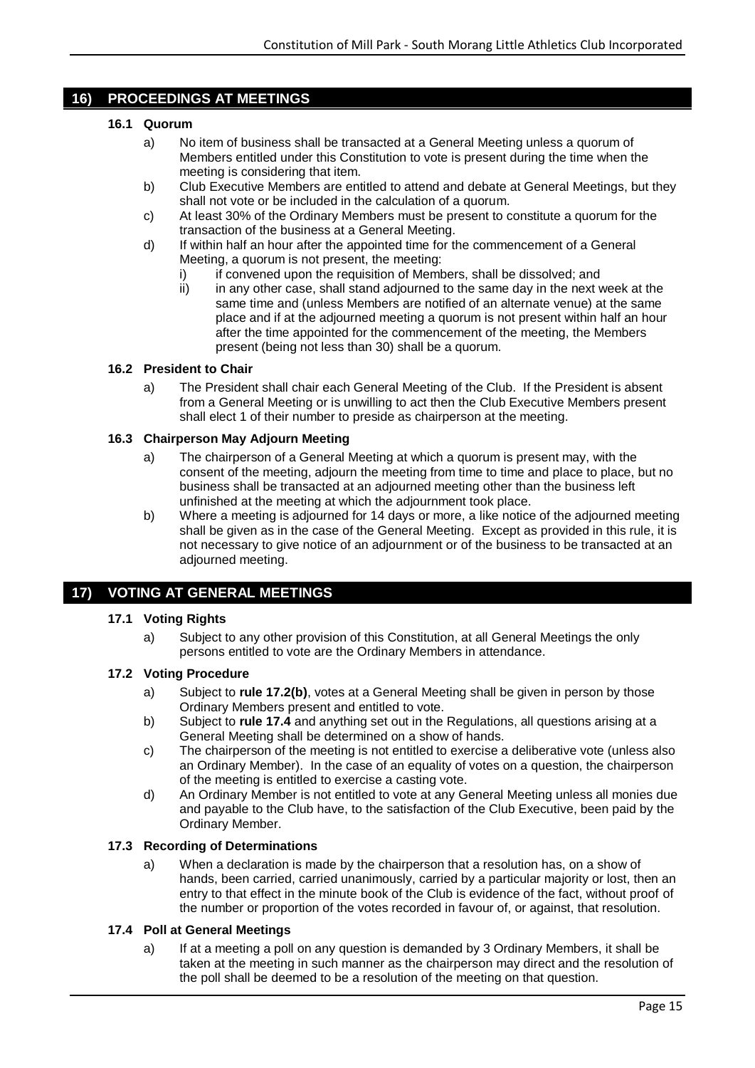## 16) PROCEEDINGS AT MEETINGS

### 16.1 Quorum

a) No item of business shall be transacted at a General Meeting unless a quorum of Members entitled under this Constitution to vote is present during the time when the meeting is considering that item.

b) Club Executive Members are entitled to attend and debate at General Meetings, but they shall not vote or be included in the calculation of a quorum.

c) At least 30% of the Ordinary Members must be present to constitute a quorum for the transaction of the business at a General Meeting.

d) If within half an hour after the appointed time for the commencement of a General Meeting, a quorum is not present, the meeting:

   i) if convened upon the requisition of Members, shall be dissolved; and

   ii) in any other case, shall stand adjourned to the same day in the next week at the same time and (unless Members are notified of an alternate venue) at the same place and if at the adjourned meeting a quorum is not present within half an hour after the time appointed for the commencement of the meeting, the Members present (being not less than 30) shall be a quorum.

### 16.2 President to Chair

a) The President shall chair each General Meeting of the Club. If the President is absent from a General Meeting or is unwilling to act then the Club Executive Members present shall elect 1 of their number to preside as chairperson at the meeting.

### 16.3 Chairperson May Adjourn Meeting

a) The chairperson of a General Meeting at which a quorum is present may, with the consent of the meeting, adjourn the meeting from time to time and place to place, but no business shall be transacted at an adjourned meeting other than the business left unfinished at the meeting at which the adjournment took place.

b) Where a meeting is adjourned for 14 days or more, a like notice of the adjourned meeting shall be given as in the case of the General Meeting. Except as provided in this rule, it is not necessary to give notice of an adjournment or of the business to be transacted at an adjourned meeting.

## 17) VOTING AT GENERAL MEETINGS

### 17.1 Voting Rights

a) Subject to any other provision of this Constitution, at all General Meetings the only persons entitled to vote are the Ordinary Members in attendance.

### 17.2 Voting Procedure

a) Subject to **rule 17.2(b)**, votes at a General Meeting shall be given in person by those Ordinary Members present and entitled to vote.

b) Subject to **rule 17.4** and anything set out in the Regulations, all questions arising at a General Meeting shall be determined on a show of hands.

c) The chairperson of the meeting is not entitled to exercise a deliberative vote (unless also an Ordinary Member). In the case of an equality of votes on a question, the chairperson of the meeting is entitled to exercise a casting vote.

d) An Ordinary Member is not entitled to vote at any General Meeting unless all monies due and payable to the Club have, to the satisfaction of the Club Executive, been paid by the Ordinary Member.

### 17.3 Recording of Determinations

a) When a declaration is made by the chairperson that a resolution has, on a show of hands, been carried, carried unanimously, carried by a particular majority or lost, then an entry to that effect in the minute book of the Club is evidence of the fact, without proof of the number or proportion of the votes recorded in favour of, or against, that resolution.

### 17.4 Poll at General Meetings

a) If at a meeting a poll on any question is demanded by 3 Ordinary Members, it shall be taken at the meeting in such manner as the chairperson may direct and the resolution of the poll shall be deemed to be a resolution of the meeting on that question.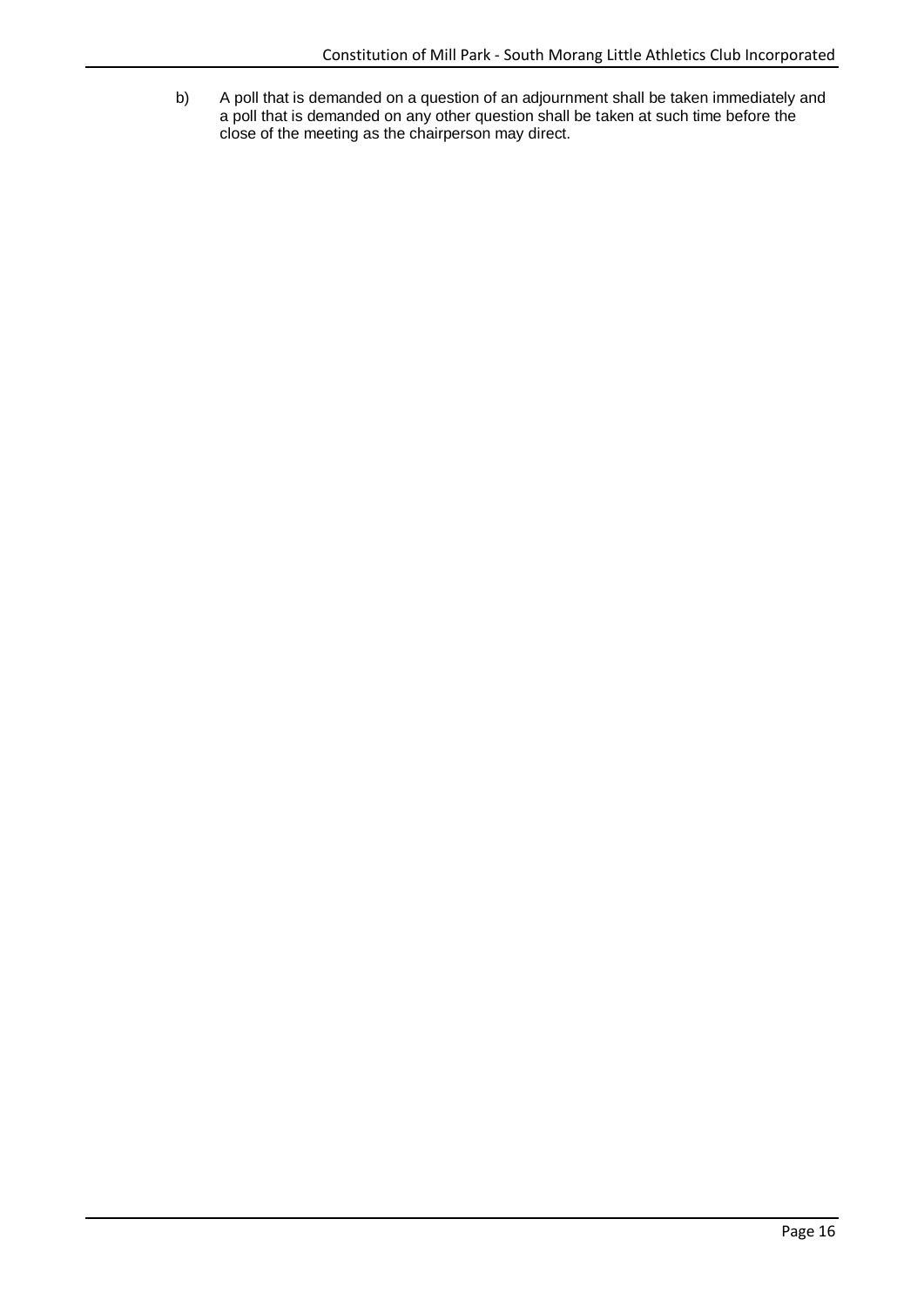b) A poll that is demanded on a question of an adjournment shall be taken immediately and a poll that is demanded on any other question shall be taken at such time before the close of the meeting as the chairperson may direct.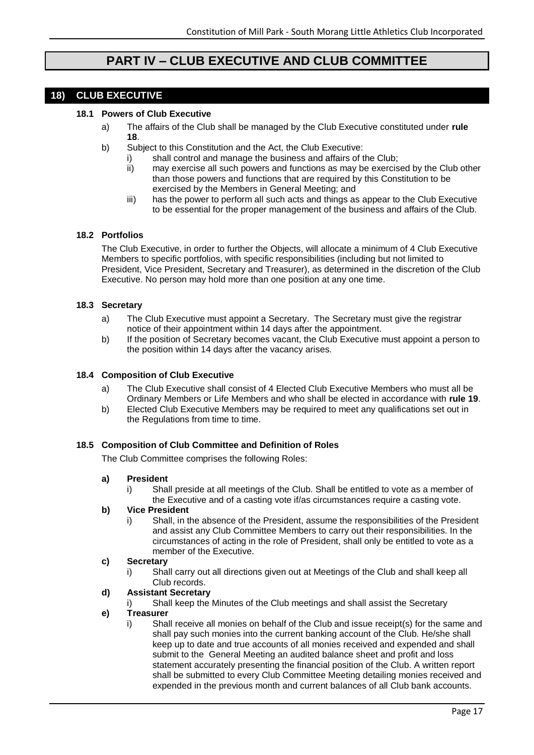# PART IV – CLUB EXECUTIVE AND CLUB COMMITTEE

## 18) CLUB EXECUTIVE

### 18.1 Powers of Club Executive

a) The affairs of the Club shall be managed by the Club Executive constituted under **rule 18**.

b) Subject to this Constitution and the Act, the Club Executive:

   i) shall control and manage the business and affairs of the Club;

   ii) may exercise all such powers and functions as may be exercised by the Club other than those powers and functions that are required by this Constitution to be exercised by the Members in General Meeting; and

   iii) has the power to perform all such acts and things as appear to the Club Executive to be essential for the proper management of the business and affairs of the Club.

### 18.2 Portfolios

The Club Executive, in order to further the Objects, will allocate a minimum of 4 Club Executive Members to specific portfolios, with specific responsibilities (including but not limited to President, Vice President, Secretary and Treasurer), as determined in the discretion of the Club Executive. No person may hold more than one position at any one time.

### 18.3 Secretary

a) The Club Executive must appoint a Secretary. The Secretary must give the registrar notice of their appointment within 14 days after the appointment.

b) If the position of Secretary becomes vacant, the Club Executive must appoint a person to the position within 14 days after the vacancy arises.

### 18.4 Composition of Club Executive

a) The Club Executive shall consist of 4 Elected Club Executive Members who must all be Ordinary Members or Life Members and who shall be elected in accordance with **rule 19**.

b) Elected Club Executive Members may be required to meet any qualifications set out in the Regulations from time to time.

### 18.5 Composition of Club Committee and Definition of Roles

The Club Committee comprises the following Roles:

**a) President**

   i) Shall preside at all meetings of the Club. Shall be entitled to vote as a member of the Executive and of a casting vote if/as circumstances require a casting vote.

**b) Vice President**

   i) Shall, in the absence of the President, assume the responsibilities of the President and assist any Club Committee Members to carry out their responsibilities. In the circumstances of acting in the role of President, shall only be entitled to vote as a member of the Executive.

**c) Secretary**

   i) Shall carry out all directions given out at Meetings of the Club and shall keep all Club records.

**d) Assistant Secretary**

   i) Shall keep the Minutes of the Club meetings and shall assist the Secretary

**e) Treasurer**

   i) Shall receive all monies on behalf of the Club and issue receipt(s) for the same and shall pay such monies into the current banking account of the Club. He/she shall keep up to date and true accounts of all monies received and expended and shall submit to the General Meeting an audited balance sheet and profit and loss statement accurately presenting the financial position of the Club. A written report shall be submitted to every Club Committee Meeting detailing monies received and expended in the previous month and current balances of all Club bank accounts.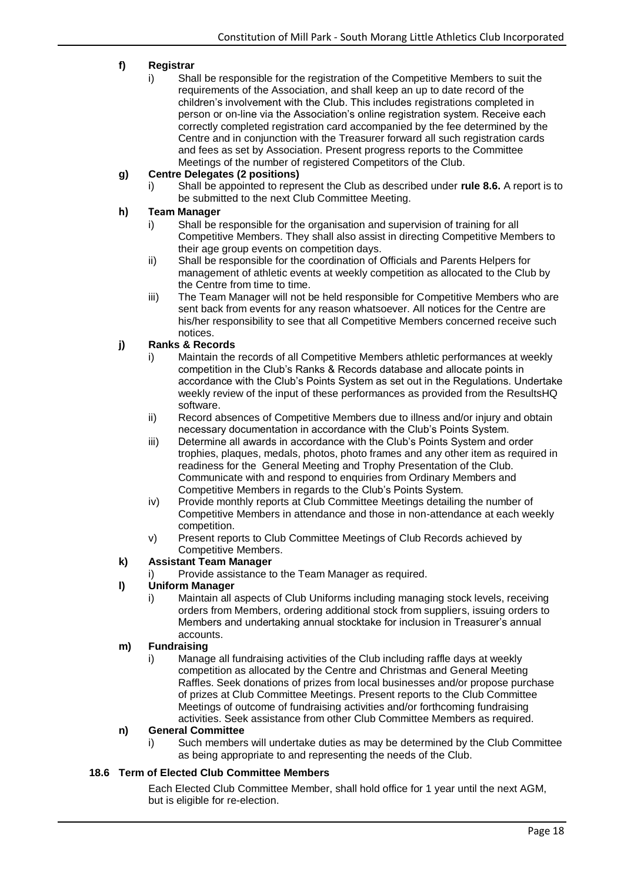**f) Registrar**

i) Shall be responsible for the registration of the Competitive Members to suit the requirements of the Association, and shall keep an up to date record of the children's involvement with the Club. This includes registrations completed in person or on-line via the Association's online registration system. Receive each correctly completed registration card accompanied by the fee determined by the Centre and in conjunction with the Treasurer forward all such registration cards and fees as set by Association. Present progress reports to the Committee Meetings of the number of registered Competitors of the Club.

**g) Centre Delegates (2 positions)**

i) Shall be appointed to represent the Club as described under **rule 8.6.** A report is to be submitted to the next Club Committee Meeting.

**h) Team Manager**

i) Shall be responsible for the organisation and supervision of training for all Competitive Members. They shall also assist in directing Competitive Members to their age group events on competition days.

ii) Shall be responsible for the coordination of Officials and Parents Helpers for management of athletic events at weekly competition as allocated to the Club by the Centre from time to time.

iii) The Team Manager will not be held responsible for Competitive Members who are sent back from events for any reason whatsoever. All notices for the Centre are his/her responsibility to see that all Competitive Members concerned receive such notices.

**j) Ranks & Records**

i) Maintain the records of all Competitive Members athletic performances at weekly competition in the Club's Ranks & Records database and allocate points in accordance with the Club's Points System as set out in the Regulations. Undertake weekly review of the input of these performances as provided from the ResultsHQ software.

ii) Record absences of Competitive Members due to illness and/or injury and obtain necessary documentation in accordance with the Club's Points System.

iii) Determine all awards in accordance with the Club's Points System and order trophies, plaques, medals, photos, photo frames and any other item as required in readiness for the General Meeting and Trophy Presentation of the Club. Communicate with and respond to enquiries from Ordinary Members and Competitive Members in regards to the Club's Points System.

iv) Provide monthly reports at Club Committee Meetings detailing the number of Competitive Members in attendance and those in non-attendance at each weekly competition.

v) Present reports to Club Committee Meetings of Club Records achieved by Competitive Members.

**k) Assistant Team Manager**

i) Provide assistance to the Team Manager as required.

**l) Uniform Manager**

i) Maintain all aspects of Club Uniforms including managing stock levels, receiving orders from Members, ordering additional stock from suppliers, issuing orders to Members and undertaking annual stocktake for inclusion in Treasurer's annual accounts.

**m) Fundraising**

i) Manage all fundraising activities of the Club including raffle days at weekly competition as allocated by the Centre and Christmas and General Meeting Raffles. Seek donations of prizes from local businesses and/or propose purchase of prizes at Club Committee Meetings. Present reports to the Club Committee Meetings of outcome of fundraising activities and/or forthcoming fundraising activities. Seek assistance from other Club Committee Members as required.

**n) General Committee**

i) Such members will undertake duties as may be determined by the Club Committee as being appropriate to and representing the needs of the Club.

**18.6 Term of Elected Club Committee Members**

Each Elected Club Committee Member, shall hold office for 1 year until the next AGM, but is eligible for re-election.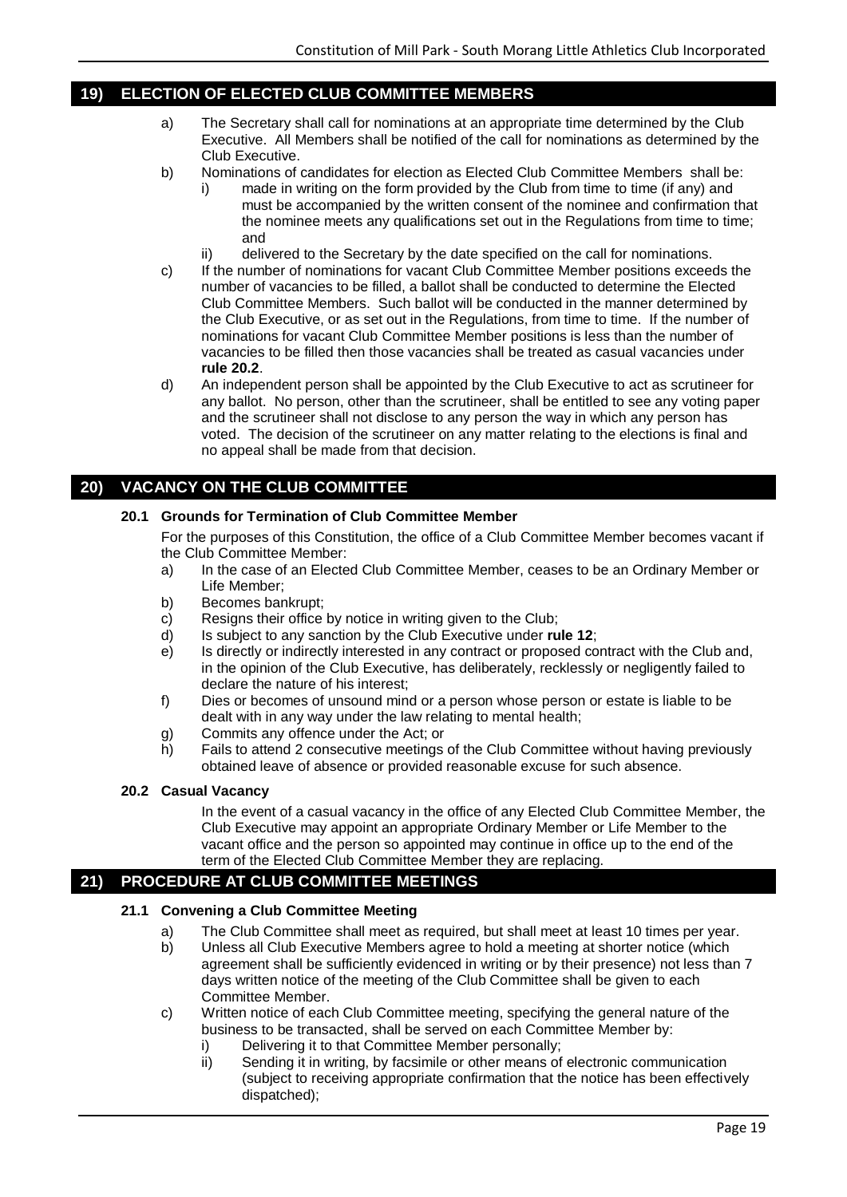## 19) ELECTION OF ELECTED CLUB COMMITTEE MEMBERS

a) The Secretary shall call for nominations at an appropriate time determined by the Club Executive. All Members shall be notified of the call for nominations as determined by the Club Executive.

b) Nominations of candidates for election as Elected Club Committee Members shall be:

   i) made in writing on the form provided by the Club from time to time (if any) and must be accompanied by the written consent of the nominee and confirmation that the nominee meets any qualifications set out in the Regulations from time to time; and

   ii) delivered to the Secretary by the date specified on the call for nominations.

c) If the number of nominations for vacant Club Committee Member positions exceeds the number of vacancies to be filled, a ballot shall be conducted to determine the Elected Club Committee Members. Such ballot will be conducted in the manner determined by the Club Executive, or as set out in the Regulations, from time to time. If the number of nominations for vacant Club Committee Member positions is less than the number of vacancies to be filled then those vacancies shall be treated as casual vacancies under **rule 20.2**.

d) An independent person shall be appointed by the Club Executive to act as scrutineer for any ballot. No person, other than the scrutineer, shall be entitled to see any voting paper and the scrutineer shall not disclose to any person the way in which any person has voted. The decision of the scrutineer on any matter relating to the elections is final and no appeal shall be made from that decision.

## 20) VACANCY ON THE CLUB COMMITTEE

### 20.1 Grounds for Termination of Club Committee Member

For the purposes of this Constitution, the office of a Club Committee Member becomes vacant if the Club Committee Member:

a) In the case of an Elected Club Committee Member, ceases to be an Ordinary Member or Life Member;

b) Becomes bankrupt;

c) Resigns their office by notice in writing given to the Club;

d) Is subject to any sanction by the Club Executive under **rule 12**;

e) Is directly or indirectly interested in any contract or proposed contract with the Club and, in the opinion of the Club Executive, has deliberately, recklessly or negligently failed to declare the nature of his interest;

f) Dies or becomes of unsound mind or a person whose person or estate is liable to be dealt with in any way under the law relating to mental health;

g) Commits any offence under the Act; or

h) Fails to attend 2 consecutive meetings of the Club Committee without having previously obtained leave of absence or provided reasonable excuse for such absence.

### 20.2 Casual Vacancy

In the event of a casual vacancy in the office of any Elected Club Committee Member, the Club Executive may appoint an appropriate Ordinary Member or Life Member to the vacant office and the person so appointed may continue in office up to the end of the term of the Elected Club Committee Member they are replacing.

## 21) PROCEDURE AT CLUB COMMITTEE MEETINGS

### 21.1 Convening a Club Committee Meeting

a) The Club Committee shall meet as required, but shall meet at least 10 times per year.

b) Unless all Club Executive Members agree to hold a meeting at shorter notice (which agreement shall be sufficiently evidenced in writing or by their presence) not less than 7 days written notice of the meeting of the Club Committee shall be given to each Committee Member.

c) Written notice of each Club Committee meeting, specifying the general nature of the business to be transacted, shall be served on each Committee Member by:

   i) Delivering it to that Committee Member personally;

   ii) Sending it in writing, by facsimile or other means of electronic communication (subject to receiving appropriate confirmation that the notice has been effectively dispatched);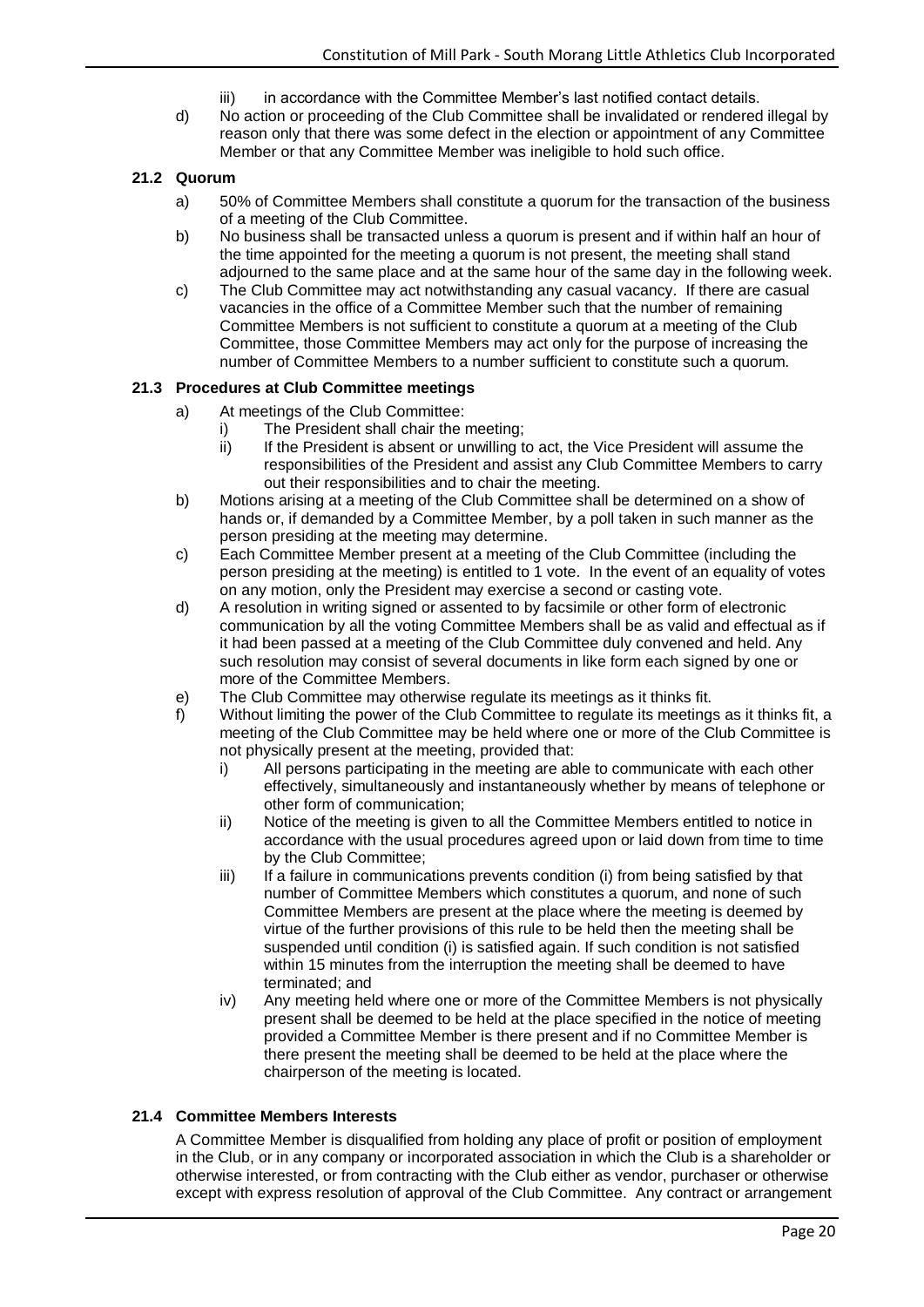iii) in accordance with the Committee Member's last notified contact details.

d) No action or proceeding of the Club Committee shall be invalidated or rendered illegal by reason only that there was some defect in the election or appointment of any Committee Member or that any Committee Member was ineligible to hold such office.

### 21.2 Quorum

a) 50% of Committee Members shall constitute a quorum for the transaction of the business of a meeting of the Club Committee.

b) No business shall be transacted unless a quorum is present and if within half an hour of the time appointed for the meeting a quorum is not present, the meeting shall stand adjourned to the same place and at the same hour of the same day in the following week.

c) The Club Committee may act notwithstanding any casual vacancy. If there are casual vacancies in the office of a Committee Member such that the number of remaining Committee Members is not sufficient to constitute a quorum at a meeting of the Club Committee, those Committee Members may act only for the purpose of increasing the number of Committee Members to a number sufficient to constitute such a quorum.

### 21.3 Procedures at Club Committee meetings

a) At meetings of the Club Committee:

   i) The President shall chair the meeting;

   ii) If the President is absent or unwilling to act, the Vice President will assume the responsibilities of the President and assist any Club Committee Members to carry out their responsibilities and to chair the meeting.

b) Motions arising at a meeting of the Club Committee shall be determined on a show of hands or, if demanded by a Committee Member, by a poll taken in such manner as the person presiding at the meeting may determine.

c) Each Committee Member present at a meeting of the Club Committee (including the person presiding at the meeting) is entitled to 1 vote. In the event of an equality of votes on any motion, only the President may exercise a second or casting vote.

d) A resolution in writing signed or assented to by facsimile or other form of electronic communication by all the voting Committee Members shall be as valid and effectual as if it had been passed at a meeting of the Club Committee duly convened and held. Any such resolution may consist of several documents in like form each signed by one or more of the Committee Members.

e) The Club Committee may otherwise regulate its meetings as it thinks fit.

f) Without limiting the power of the Club Committee to regulate its meetings as it thinks fit, a meeting of the Club Committee may be held where one or more of the Club Committee is not physically present at the meeting, provided that:

   i) All persons participating in the meeting are able to communicate with each other effectively, simultaneously and instantaneously whether by means of telephone or other form of communication;

   ii) Notice of the meeting is given to all the Committee Members entitled to notice in accordance with the usual procedures agreed upon or laid down from time to time by the Club Committee;

   iii) If a failure in communications prevents condition (i) from being satisfied by that number of Committee Members which constitutes a quorum, and none of such Committee Members are present at the place where the meeting is deemed by virtue of the further provisions of this rule to be held then the meeting shall be suspended until condition (i) is satisfied again. If such condition is not satisfied within 15 minutes from the interruption the meeting shall be deemed to have terminated; and

   iv) Any meeting held where one or more of the Committee Members is not physically present shall be deemed to be held at the place specified in the notice of meeting provided a Committee Member is there present and if no Committee Member is there present the meeting shall be deemed to be held at the place where the chairperson of the meeting is located.

### 21.4 Committee Members Interests

A Committee Member is disqualified from holding any place of profit or position of employment in the Club, or in any company or incorporated association in which the Club is a shareholder or otherwise interested, or from contracting with the Club either as vendor, purchaser or otherwise except with express resolution of approval of the Club Committee. Any contract or arrangement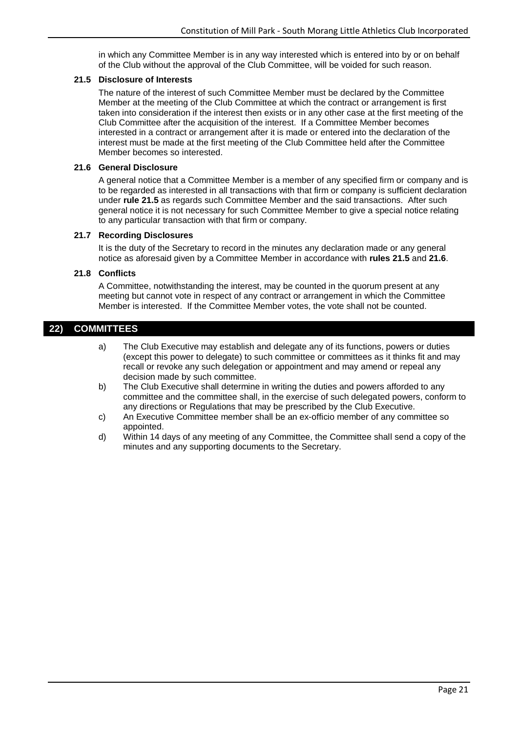in which any Committee Member is in any way interested which is entered into by or on behalf of the Club without the approval of the Club Committee, will be voided for such reason.

### 21.5 Disclosure of Interests

The nature of the interest of such Committee Member must be declared by the Committee Member at the meeting of the Club Committee at which the contract or arrangement is first taken into consideration if the interest then exists or in any other case at the first meeting of the Club Committee after the acquisition of the interest. If a Committee Member becomes interested in a contract or arrangement after it is made or entered into the declaration of the interest must be made at the first meeting of the Club Committee held after the Committee Member becomes so interested.

### 21.6 General Disclosure

A general notice that a Committee Member is a member of any specified firm or company and is to be regarded as interested in all transactions with that firm or company is sufficient declaration under **rule 21.5** as regards such Committee Member and the said transactions. After such general notice it is not necessary for such Committee Member to give a special notice relating to any particular transaction with that firm or company.

### 21.7 Recording Disclosures

It is the duty of the Secretary to record in the minutes any declaration made or any general notice as aforesaid given by a Committee Member in accordance with **rules 21.5** and **21.6**.

### 21.8 Conflicts

A Committee, notwithstanding the interest, may be counted in the quorum present at any meeting but cannot vote in respect of any contract or arrangement in which the Committee Member is interested. If the Committee Member votes, the vote shall not be counted.

## 22) COMMITTEES

a) The Club Executive may establish and delegate any of its functions, powers or duties (except this power to delegate) to such committee or committees as it thinks fit and may recall or revoke any such delegation or appointment and may amend or repeal any decision made by such committee.

b) The Club Executive shall determine in writing the duties and powers afforded to any committee and the committee shall, in the exercise of such delegated powers, conform to any directions or Regulations that may be prescribed by the Club Executive.

c) An Executive Committee member shall be an ex-officio member of any committee so appointed.

d) Within 14 days of any meeting of any Committee, the Committee shall send a copy of the minutes and any supporting documents to the Secretary.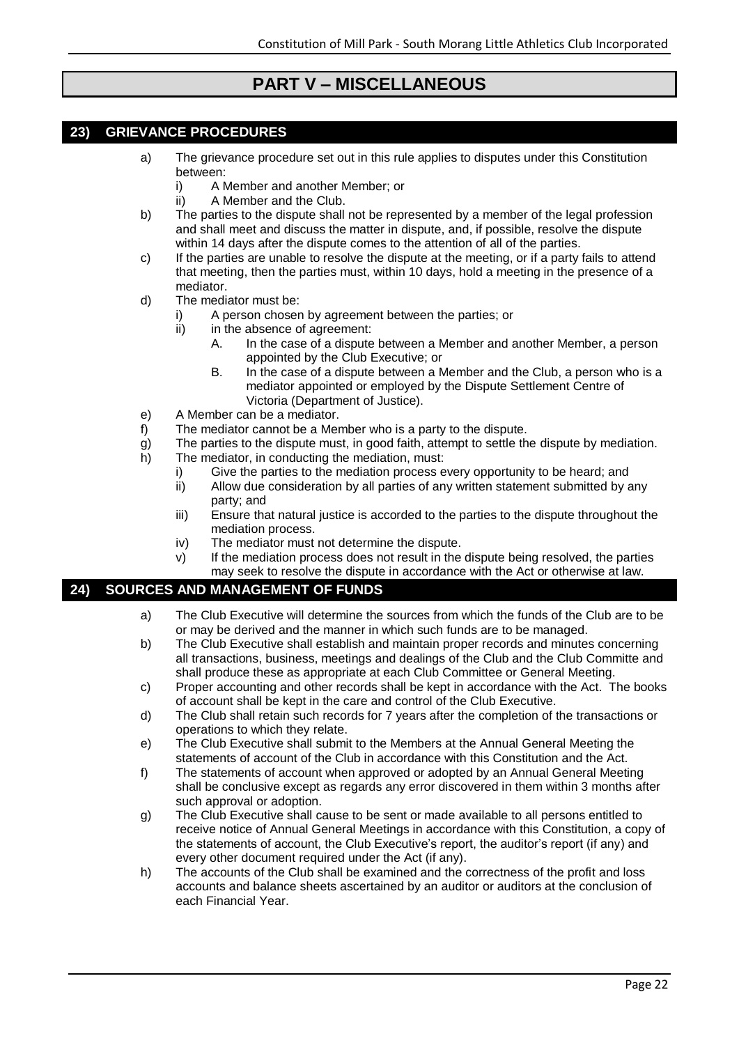# PART V – MISCELLANEOUS

## 23) GRIEVANCE PROCEDURES

a) The grievance procedure set out in this rule applies to disputes under this Constitution between:
   i) A Member and another Member; or
   ii) A Member and the Club.

b) The parties to the dispute shall not be represented by a member of the legal profession and shall meet and discuss the matter in dispute, and, if possible, resolve the dispute within 14 days after the dispute comes to the attention of all of the parties.

c) If the parties are unable to resolve the dispute at the meeting, or if a party fails to attend that meeting, then the parties must, within 10 days, hold a meeting in the presence of a mediator.

d) The mediator must be:
   i) A person chosen by agreement between the parties; or
   ii) in the absence of agreement:
      A. In the case of a dispute between a Member and another Member, a person appointed by the Club Executive; or
      B. In the case of a dispute between a Member and the Club, a person who is a mediator appointed or employed by the Dispute Settlement Centre of Victoria (Department of Justice).

e) A Member can be a mediator.

f) The mediator cannot be a Member who is a party to the dispute.

g) The parties to the dispute must, in good faith, attempt to settle the dispute by mediation.

h) The mediator, in conducting the mediation, must:
   i) Give the parties to the mediation process every opportunity to be heard; and
   ii) Allow due consideration by all parties of any written statement submitted by any party; and
   iii) Ensure that natural justice is accorded to the parties to the dispute throughout the mediation process.
   iv) The mediator must not determine the dispute.
   v) If the mediation process does not result in the dispute being resolved, the parties may seek to resolve the dispute in accordance with the Act or otherwise at law.

## 24) SOURCES AND MANAGEMENT OF FUNDS

a) The Club Executive will determine the sources from which the funds of the Club are to be or may be derived and the manner in which such funds are to be managed.

b) The Club Executive shall establish and maintain proper records and minutes concerning all transactions, business, meetings and dealings of the Club and the Club Committe and shall produce these as appropriate at each Club Committee or General Meeting.

c) Proper accounting and other records shall be kept in accordance with the Act. The books of account shall be kept in the care and control of the Club Executive.

d) The Club shall retain such records for 7 years after the completion of the transactions or operations to which they relate.

e) The Club Executive shall submit to the Members at the Annual General Meeting the statements of account of the Club in accordance with this Constitution and the Act.

f) The statements of account when approved or adopted by an Annual General Meeting shall be conclusive except as regards any error discovered in them within 3 months after such approval or adoption.

g) The Club Executive shall cause to be sent or made available to all persons entitled to receive notice of Annual General Meetings in accordance with this Constitution, a copy of the statements of account, the Club Executive's report, the auditor's report (if any) and every other document required under the Act (if any).

h) The accounts of the Club shall be examined and the correctness of the profit and loss accounts and balance sheets ascertained by an auditor or auditors at the conclusion of each Financial Year.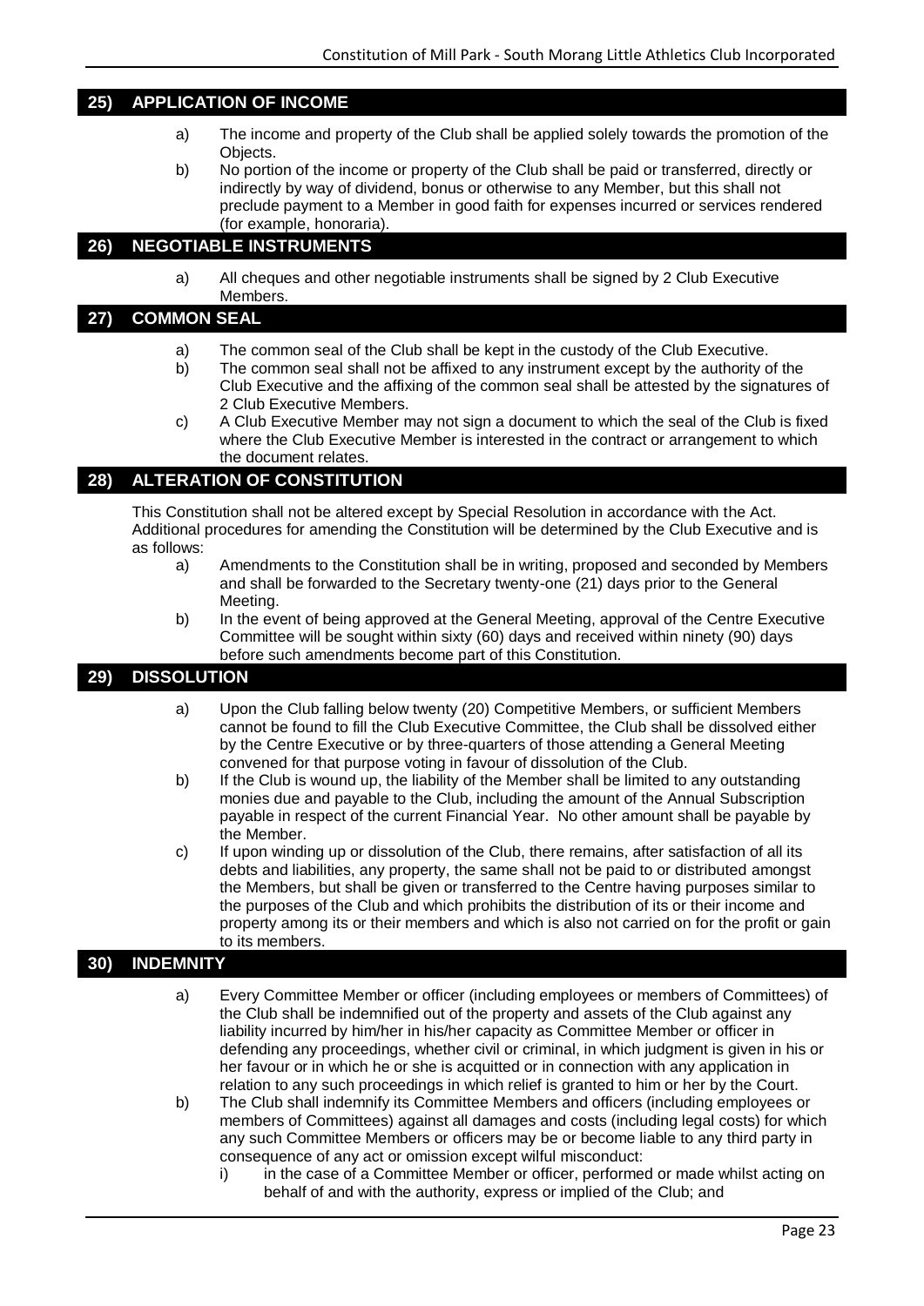## 25) APPLICATION OF INCOME

a) The income and property of the Club shall be applied solely towards the promotion of the Objects.

b) No portion of the income or property of the Club shall be paid or transferred, directly or indirectly by way of dividend, bonus or otherwise to any Member, but this shall not preclude payment to a Member in good faith for expenses incurred or services rendered (for example, honoraria).

## 26) NEGOTIABLE INSTRUMENTS

a) All cheques and other negotiable instruments shall be signed by 2 Club Executive Members.

## 27) COMMON SEAL

a) The common seal of the Club shall be kept in the custody of the Club Executive.

b) The common seal shall not be affixed to any instrument except by the authority of the Club Executive and the affixing of the common seal shall be attested by the signatures of 2 Club Executive Members.

c) A Club Executive Member may not sign a document to which the seal of the Club is fixed where the Club Executive Member is interested in the contract or arrangement to which the document relates.

## 28) ALTERATION OF CONSTITUTION

This Constitution shall not be altered except by Special Resolution in accordance with the Act. Additional procedures for amending the Constitution will be determined by the Club Executive and is as follows:

a) Amendments to the Constitution shall be in writing, proposed and seconded by Members and shall be forwarded to the Secretary twenty-one (21) days prior to the General Meeting.

b) In the event of being approved at the General Meeting, approval of the Centre Executive Committee will be sought within sixty (60) days and received within ninety (90) days before such amendments become part of this Constitution.

## 29) DISSOLUTION

a) Upon the Club falling below twenty (20) Competitive Members, or sufficient Members cannot be found to fill the Club Executive Committee, the Club shall be dissolved either by the Centre Executive or by three-quarters of those attending a General Meeting convened for that purpose voting in favour of dissolution of the Club.

b) If the Club is wound up, the liability of the Member shall be limited to any outstanding monies due and payable to the Club, including the amount of the Annual Subscription payable in respect of the current Financial Year. No other amount shall be payable by the Member.

c) If upon winding up or dissolution of the Club, there remains, after satisfaction of all its debts and liabilities, any property, the same shall not be paid to or distributed amongst the Members, but shall be given or transferred to the Centre having purposes similar to the purposes of the Club and which prohibits the distribution of its or their income and property among its or their members and which is also not carried on for the profit or gain to its members.

## 30) INDEMNITY

a) Every Committee Member or officer (including employees or members of Committees) of the Club shall be indemnified out of the property and assets of the Club against any liability incurred by him/her in his/her capacity as Committee Member or officer in defending any proceedings, whether civil or criminal, in which judgment is given in his or her favour or in which he or she is acquitted or in connection with any application in relation to any such proceedings in which relief is granted to him or her by the Court.

b) The Club shall indemnify its Committee Members and officers (including employees or members of Committees) against all damages and costs (including legal costs) for which any such Committee Members or officers may be or become liable to any third party in consequence of any act or omission except wilful misconduct:

   i) in the case of a Committee Member or officer, performed or made whilst acting on behalf of and with the authority, express or implied of the Club; and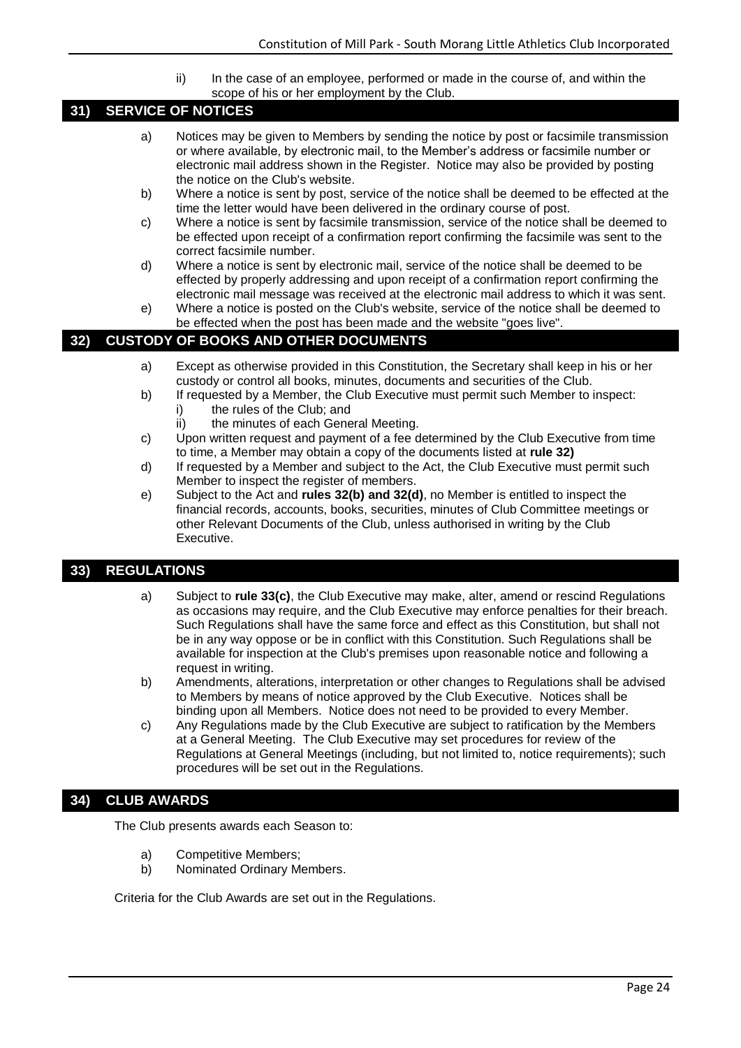ii) In the case of an employee, performed or made in the course of, and within the scope of his or her employment by the Club.

## 31) SERVICE OF NOTICES

a) Notices may be given to Members by sending the notice by post or facsimile transmission or where available, by electronic mail, to the Member's address or facsimile number or electronic mail address shown in the Register. Notice may also be provided by posting the notice on the Club's website.

b) Where a notice is sent by post, service of the notice shall be deemed to be effected at the time the letter would have been delivered in the ordinary course of post.

c) Where a notice is sent by facsimile transmission, service of the notice shall be deemed to be effected upon receipt of a confirmation report confirming the facsimile was sent to the correct facsimile number.

d) Where a notice is sent by electronic mail, service of the notice shall be deemed to be effected by properly addressing and upon receipt of a confirmation report confirming the electronic mail message was received at the electronic mail address to which it was sent.

e) Where a notice is posted on the Club's website, service of the notice shall be deemed to be effected when the post has been made and the website "goes live".

## 32) CUSTODY OF BOOKS AND OTHER DOCUMENTS

a) Except as otherwise provided in this Constitution, the Secretary shall keep in his or her custody or control all books, minutes, documents and securities of the Club.

b) If requested by a Member, the Club Executive must permit such Member to inspect:
   i) the rules of the Club; and
   ii) the minutes of each General Meeting.

c) Upon written request and payment of a fee determined by the Club Executive from time to time, a Member may obtain a copy of the documents listed at **rule 32)**

d) If requested by a Member and subject to the Act, the Club Executive must permit such Member to inspect the register of members.

e) Subject to the Act and **rules 32(b) and 32(d)**, no Member is entitled to inspect the financial records, accounts, books, securities, minutes of Club Committee meetings or other Relevant Documents of the Club, unless authorised in writing by the Club Executive.

## 33) REGULATIONS

a) Subject to **rule 33(c)**, the Club Executive may make, alter, amend or rescind Regulations as occasions may require, and the Club Executive may enforce penalties for their breach. Such Regulations shall have the same force and effect as this Constitution, but shall not be in any way oppose or be in conflict with this Constitution. Such Regulations shall be available for inspection at the Club's premises upon reasonable notice and following a request in writing.

b) Amendments, alterations, interpretation or other changes to Regulations shall be advised to Members by means of notice approved by the Club Executive. Notices shall be binding upon all Members. Notice does not need to be provided to every Member.

c) Any Regulations made by the Club Executive are subject to ratification by the Members at a General Meeting. The Club Executive may set procedures for review of the Regulations at General Meetings (including, but not limited to, notice requirements); such procedures will be set out in the Regulations.

## 34) CLUB AWARDS

The Club presents awards each Season to:

a) Competitive Members;
b) Nominated Ordinary Members.

Criteria for the Club Awards are set out in the Regulations.